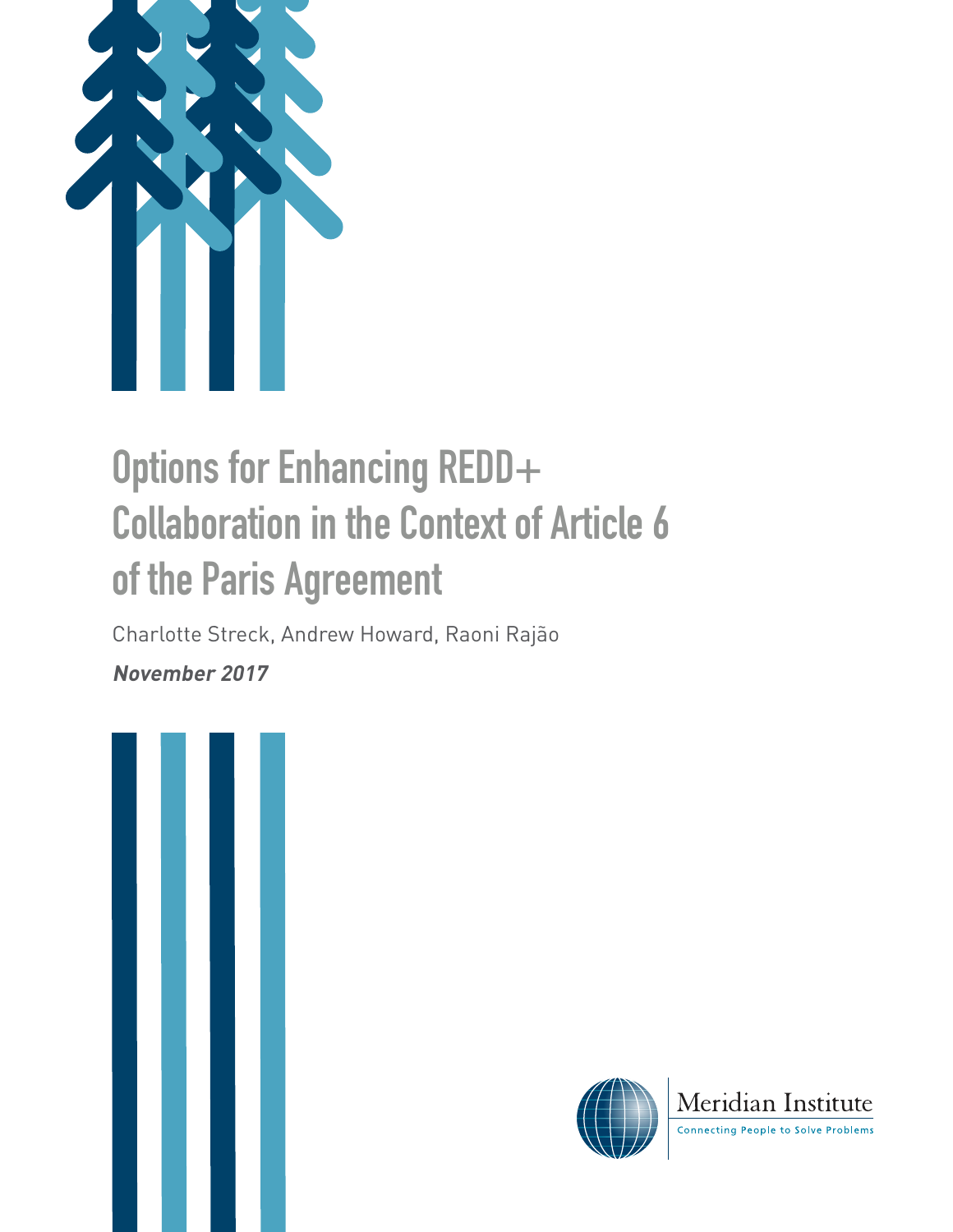# Options for Enhancing REDD+ Collaboration in the Context of Article 6 of the Paris Agreement

Charlotte Streck, Andrew Howard, Raoni Rajão

***November 2017***

Meridian Institute

Connecting People to Solve Problems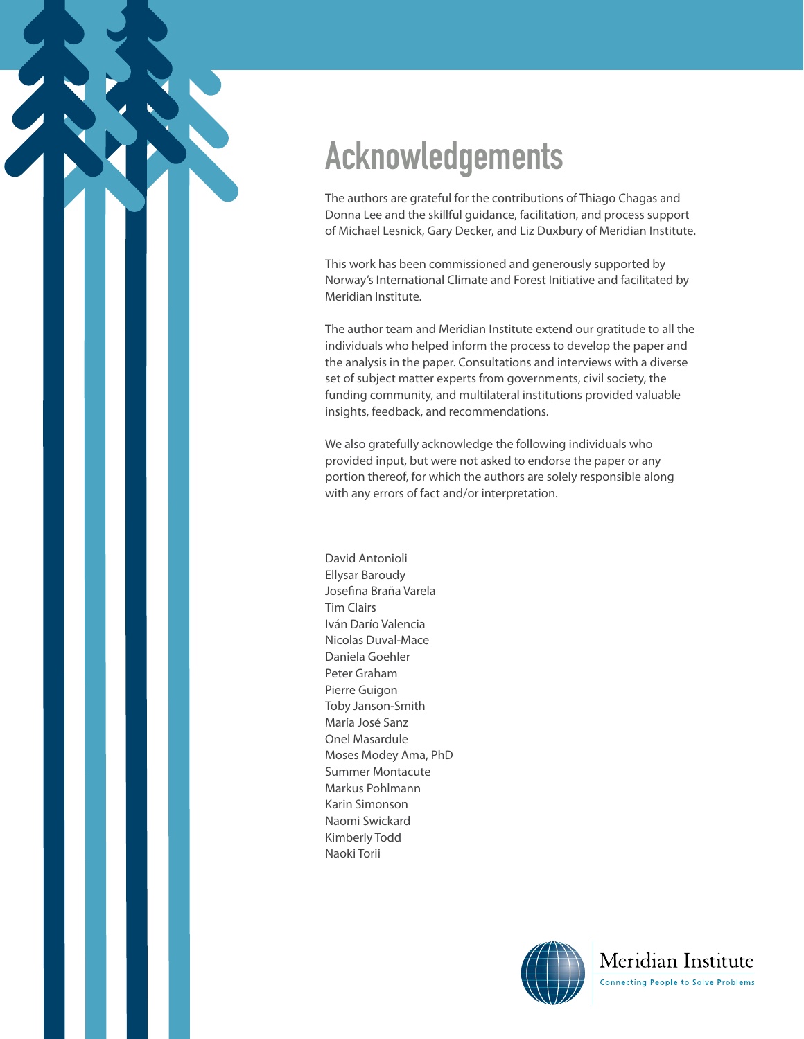# Acknowledgements

The authors are grateful for the contributions of Thiago Chagas and Donna Lee and the skillful guidance, facilitation, and process support of Michael Lesnick, Gary Decker, and Liz Duxbury of Meridian Institute.

This work has been commissioned and generously supported by Norway's International Climate and Forest Initiative and facilitated by Meridian Institute.

The author team and Meridian Institute extend our gratitude to all the individuals who helped inform the process to develop the paper and the analysis in the paper. Consultations and interviews with a diverse set of subject matter experts from governments, civil society, the funding community, and multilateral institutions provided valuable insights, feedback, and recommendations.

We also gratefully acknowledge the following individuals who provided input, but were not asked to endorse the paper or any portion thereof, for which the authors are solely responsible along with any errors of fact and/or interpretation.

David Antonioli
Ellysar Baroudy
Josefina Braña Varela
Tim Clairs
Iván Darío Valencia
Nicolas Duval-Mace
Daniela Goehler
Peter Graham
Pierre Guigon
Toby Janson-Smith
María José Sanz
Onel Masardule
Moses Modey Ama, PhD
Summer Montacute
Markus Pohlmann
Karin Simonson
Naomi Swickard
Kimberly Todd
Naoki Torii

Meridian Institute
Connecting People to Solve Problems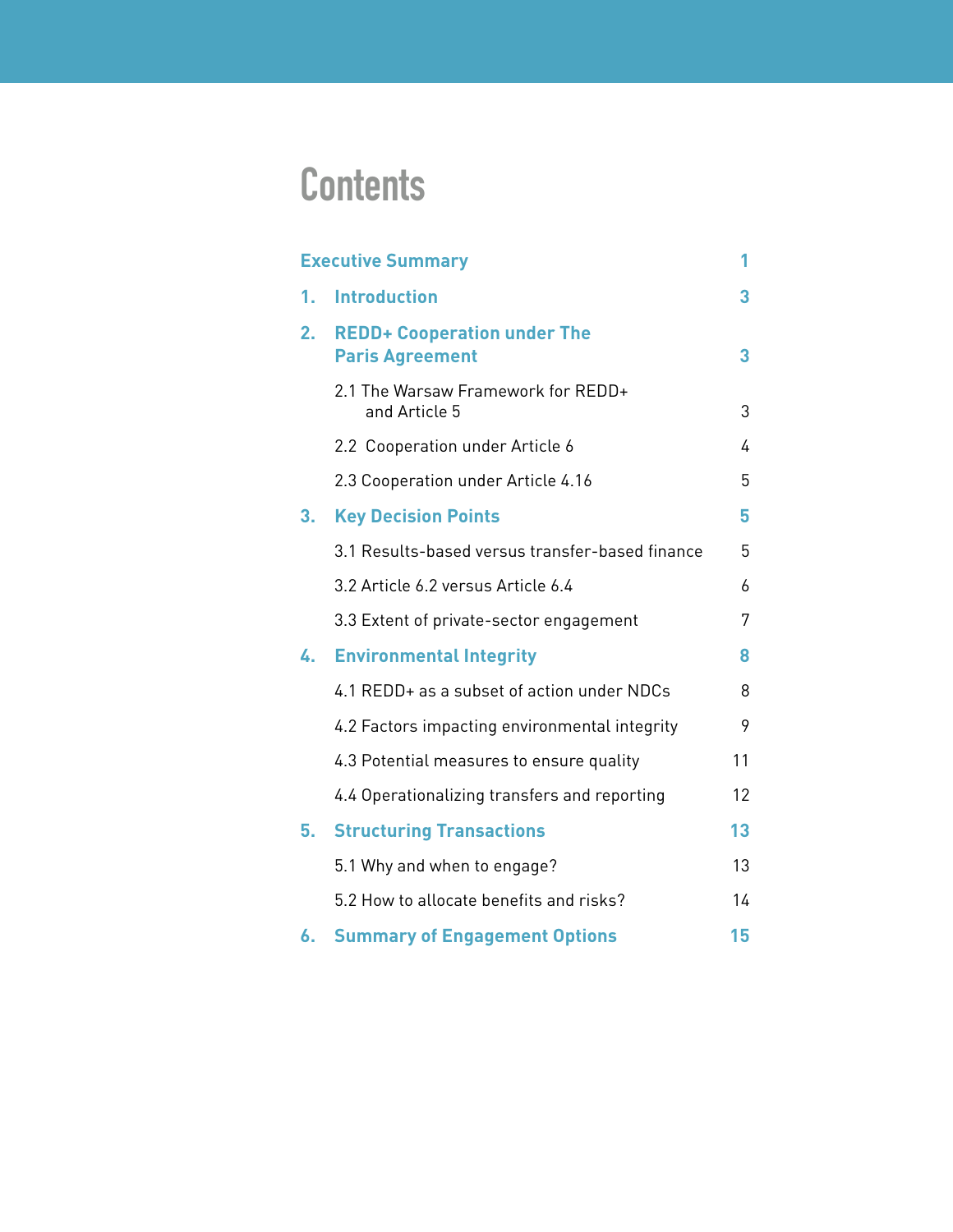# Contents

| | | |
|---|---|---|
| **Executive Summary** | | **1** |
| **1.** | **Introduction** | **3** |
| **2.** | **REDD+ Cooperation under The Paris Agreement** | **3** |
| | 2.1 The Warsaw Framework for REDD+ and Article 5 | 3 |
| | 2.2 Cooperation under Article 6 | 4 |
| | 2.3 Cooperation under Article 4.16 | 5 |
| **3.** | **Key Decision Points** | **5** |
| | 3.1 Results-based versus transfer-based finance | 5 |
| | 3.2 Article 6.2 versus Article 6.4 | 6 |
| | 3.3 Extent of private-sector engagement | 7 |
| **4.** | **Environmental Integrity** | **8** |
| | 4.1 REDD+ as a subset of action under NDCs | 8 |
| | 4.2 Factors impacting environmental integrity | 9 |
| | 4.3 Potential measures to ensure quality | 11 |
| | 4.4 Operationalizing transfers and reporting | 12 |
| **5.** | **Structuring Transactions** | **13** |
| | 5.1 Why and when to engage? | 13 |
| | 5.2 How to allocate benefits and risks? | 14 |
| **6.** | **Summary of Engagement Options** | **15** |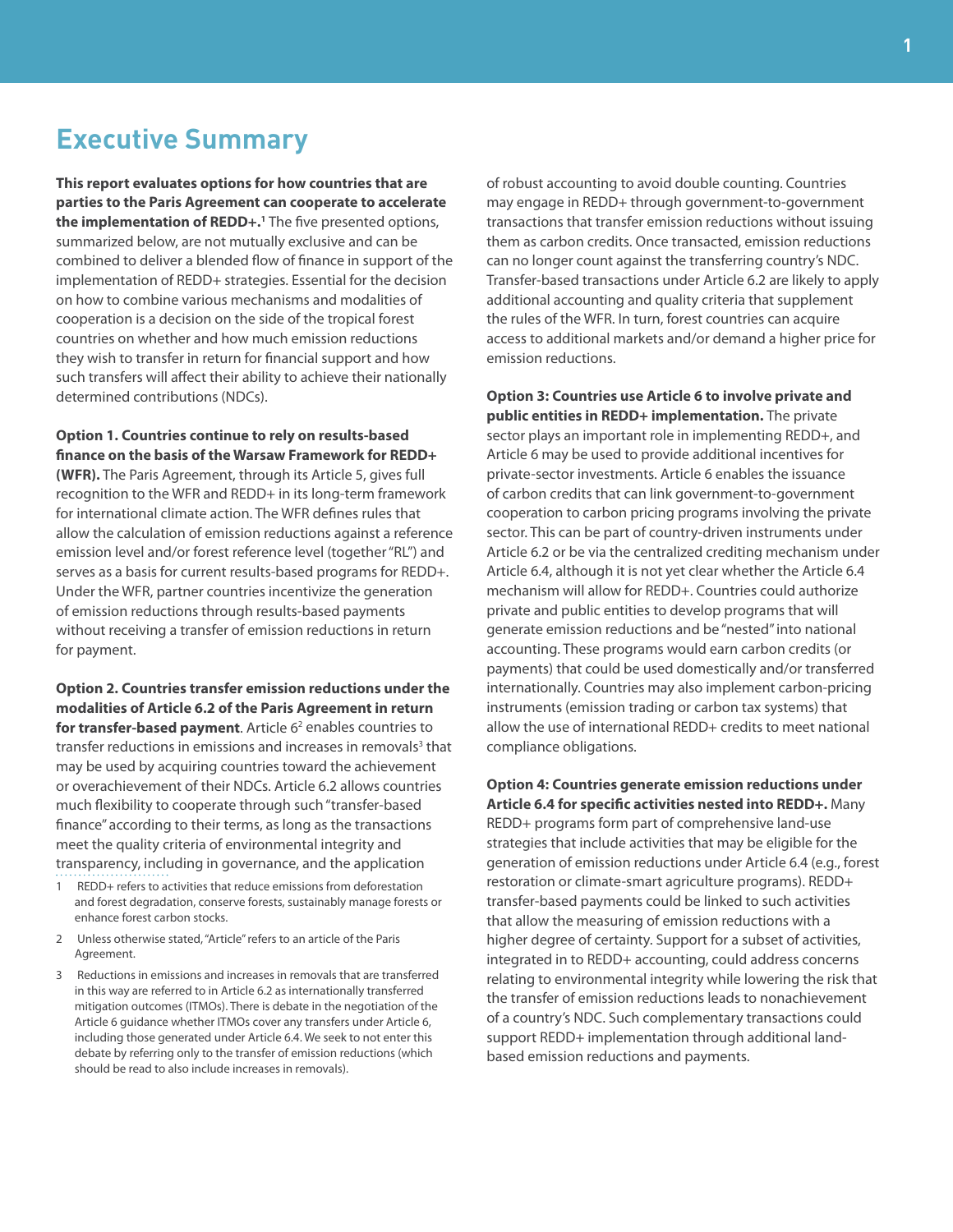## Executive Summary

**This report evaluates options for how countries that are parties to the Paris Agreement can cooperate to accelerate the implementation of REDD+.[1]** The five presented options, summarized below, are not mutually exclusive and can be combined to deliver a blended flow of finance in support of the implementation of REDD+ strategies. Essential for the decision on how to combine various mechanisms and modalities of cooperation is a decision on the side of the tropical forest countries on whether and how much emission reductions they wish to transfer in return for financial support and how such transfers will affect their ability to achieve their nationally determined contributions (NDCs).

**Option 1. Countries continue to rely on results-based finance on the basis of the Warsaw Framework for REDD+ (WFR).** The Paris Agreement, through its Article 5, gives full recognition to the WFR and REDD+ in its long-term framework for international climate action. The WFR defines rules that allow the calculation of emission reductions against a reference emission level and/or forest reference level (together "RL") and serves as a basis for current results-based programs for REDD+. Under the WFR, partner countries incentivize the generation of emission reductions through results-based payments without receiving a transfer of emission reductions in return for payment.

**Option 2. Countries transfer emission reductions under the modalities of Article 6.2 of the Paris Agreement in return for transfer-based payment**. Article 6[2] enables countries to transfer reductions in emissions and increases in removals[3] that may be used by acquiring countries toward the achievement or overachievement of their NDCs. Article 6.2 allows countries much flexibility to cooperate through such "transfer-based finance" according to their terms, as long as the transactions meet the quality criteria of environmental integrity and transparency, including in governance, and the application of robust accounting to avoid double counting. Countries may engage in REDD+ through government-to-government transactions that transfer emission reductions without issuing them as carbon credits. Once transacted, emission reductions can no longer count against the transferring country's NDC. Transfer-based transactions under Article 6.2 are likely to apply additional accounting and quality criteria that supplement the rules of the WFR. In turn, forest countries can acquire access to additional markets and/or demand a higher price for emission reductions.

**Option 3: Countries use Article 6 to involve private and public entities in REDD+ implementation.** The private sector plays an important role in implementing REDD+, and Article 6 may be used to provide additional incentives for private-sector investments. Article 6 enables the issuance of carbon credits that can link government-to-government cooperation to carbon pricing programs involving the private sector. This can be part of country-driven instruments under Article 6.2 or be via the centralized crediting mechanism under Article 6.4, although it is not yet clear whether the Article 6.4 mechanism will allow for REDD+. Countries could authorize private and public entities to develop programs that will generate emission reductions and be "nested" into national accounting. These programs would earn carbon credits (or payments) that could be used domestically and/or transferred internationally. Countries may also implement carbon-pricing instruments (emission trading or carbon tax systems) that allow the use of international REDD+ credits to meet national compliance obligations.

**Option 4: Countries generate emission reductions under Article 6.4 for specific activities nested into REDD+.** Many REDD+ programs form part of comprehensive land-use strategies that include activities that may be eligible for the generation of emission reductions under Article 6.4 (e.g., forest restoration or climate-smart agriculture programs). REDD+ transfer-based payments could be linked to such activities that allow the measuring of emission reductions with a higher degree of certainty. Support for a subset of activities, integrated in to REDD+ accounting, could address concerns relating to environmental integrity while lowering the risk that the transfer of emission reductions leads to nonachievement of a country's NDC. Such complementary transactions could support REDD+ implementation through additional land-based emission reductions and payments.

---

1 REDD+ refers to activities that reduce emissions from deforestation and forest degradation, conserve forests, sustainably manage forests or enhance forest carbon stocks.

2 Unless otherwise stated, "Article" refers to an article of the Paris Agreement.

3 Reductions in emissions and increases in removals that are transferred in this way are referred to in Article 6.2 as internationally transferred mitigation outcomes (ITMOs). There is debate in the negotiation of the Article 6 guidance whether ITMOs cover any transfers under Article 6, including those generated under Article 6.4. We seek to not enter this debate by referring only to the transfer of emission reductions (which should be read to also include increases in removals).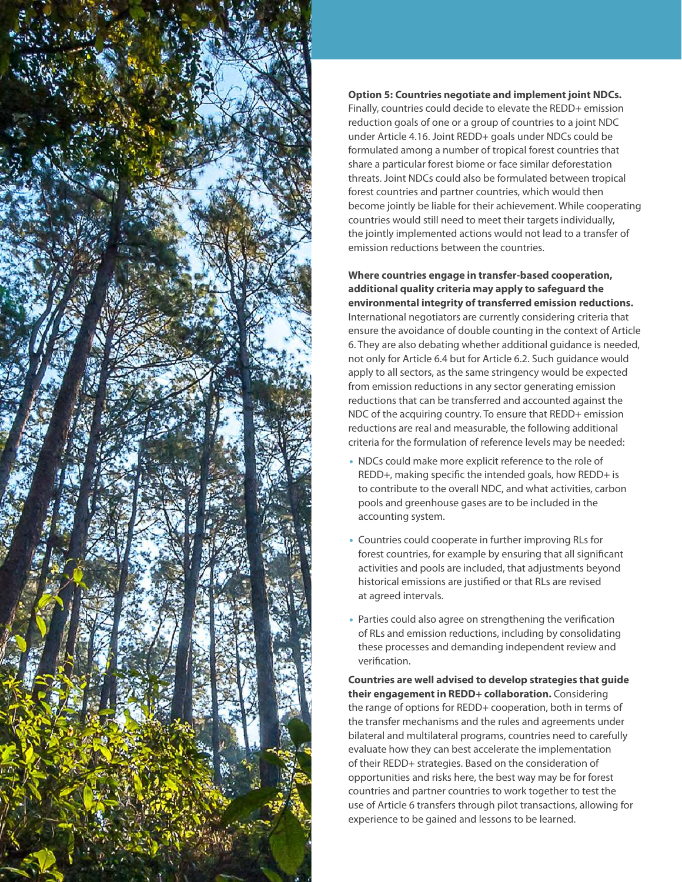**Option 5: Countries negotiate and implement joint NDCs.** Finally, countries could decide to elevate the REDD+ emission reduction goals of one or a group of countries to a joint NDC under Article 4.16. Joint REDD+ goals under NDCs could be formulated among a number of tropical forest countries that share a particular forest biome or face similar deforestation threats. Joint NDCs could also be formulated between tropical forest countries and partner countries, which would then become jointly be liable for their achievement. While cooperating countries would still need to meet their targets individually, the jointly implemented actions would not lead to a transfer of emission reductions between the countries.

**Where countries engage in transfer-based cooperation, additional quality criteria may apply to safeguard the environmental integrity of transferred emission reductions.** International negotiators are currently considering criteria that ensure the avoidance of double counting in the context of Article 6. They are also debating whether additional guidance is needed, not only for Article 6.4 but for Article 6.2. Such guidance would apply to all sectors, as the same stringency would be expected from emission reductions in any sector generating emission reductions that can be transferred and accounted against the NDC of the acquiring country. To ensure that REDD+ emission reductions are real and measurable, the following additional criteria for the formulation of reference levels may be needed:

- NDCs could make more explicit reference to the role of REDD+, making specific the intended goals, how REDD+ is to contribute to the overall NDC, and what activities, carbon pools and greenhouse gases are to be included in the accounting system.
- Countries could cooperate in further improving RLs for forest countries, for example by ensuring that all significant activities and pools are included, that adjustments beyond historical emissions are justified or that RLs are revised at agreed intervals.
- Parties could also agree on strengthening the verification of RLs and emission reductions, including by consolidating these processes and demanding independent review and verification.

**Countries are well advised to develop strategies that guide their engagement in REDD+ collaboration.** Considering the range of options for REDD+ cooperation, both in terms of the transfer mechanisms and the rules and agreements under bilateral and multilateral programs, countries need to carefully evaluate how they can best accelerate the implementation of their REDD+ strategies. Based on the consideration of opportunities and risks here, the best way may be for forest countries and partner countries to work together to test the use of Article 6 transfers through pilot transactions, allowing for experience to be gained and lessons to be learned.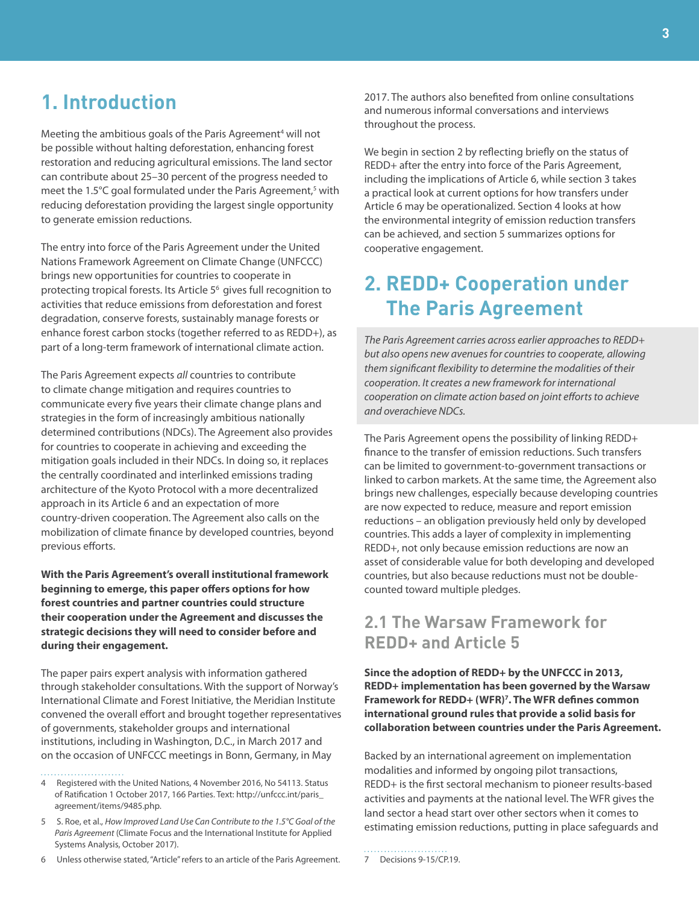# 1. Introduction

Meeting the ambitious goals of the Paris Agreement[4] will not be possible without halting deforestation, enhancing forest restoration and reducing agricultural emissions. The land sector can contribute about 25–30 percent of the progress needed to meet the 1.5°C goal formulated under the Paris Agreement,[5] with reducing deforestation providing the largest single opportunity to generate emission reductions.

The entry into force of the Paris Agreement under the United Nations Framework Agreement on Climate Change (UNFCCC) brings new opportunities for countries to cooperate in protecting tropical forests. Its Article 5[6] gives full recognition to activities that reduce emissions from deforestation and forest degradation, conserve forests, sustainably manage forests or enhance forest carbon stocks (together referred to as REDD+), as part of a long-term framework of international climate action.

The Paris Agreement expects *all* countries to contribute to climate change mitigation and requires countries to communicate every five years their climate change plans and strategies in the form of increasingly ambitious nationally determined contributions (NDCs). The Agreement also provides for countries to cooperate in achieving and exceeding the mitigation goals included in their NDCs. In doing so, it replaces the centrally coordinated and interlinked emissions trading architecture of the Kyoto Protocol with a more decentralized approach in its Article 6 and an expectation of more country-driven cooperation. The Agreement also calls on the mobilization of climate finance by developed countries, beyond previous efforts.

**With the Paris Agreement's overall institutional framework beginning to emerge, this paper offers options for how forest countries and partner countries could structure their cooperation under the Agreement and discusses the strategic decisions they will need to consider before and during their engagement.**

The paper pairs expert analysis with information gathered through stakeholder consultations. With the support of Norway's International Climate and Forest Initiative, the Meridian Institute convened the overall effort and brought together representatives of governments, stakeholder groups and international institutions, including in Washington, D.C., in March 2017 and on the occasion of UNFCCC meetings in Bonn, Germany, in May 2017. The authors also benefited from online consultations and numerous informal conversations and interviews throughout the process.

We begin in section 2 by reflecting briefly on the status of REDD+ after the entry into force of the Paris Agreement, including the implications of Article 6, while section 3 takes a practical look at current options for how transfers under Article 6 may be operationalized. Section 4 looks at how the environmental integrity of emission reduction transfers can be achieved, and section 5 summarizes options for cooperative engagement.

# 2. REDD+ Cooperation under The Paris Agreement

*The Paris Agreement carries across earlier approaches to REDD+ but also opens new avenues for countries to cooperate, allowing them significant flexibility to determine the modalities of their cooperation. It creates a new framework for international cooperation on climate action based on joint efforts to achieve and overachieve NDCs.*

The Paris Agreement opens the possibility of linking REDD+ finance to the transfer of emission reductions. Such transfers can be limited to government-to-government transactions or linked to carbon markets. At the same time, the Agreement also brings new challenges, especially because developing countries are now expected to reduce, measure and report emission reductions – an obligation previously held only by developed countries. This adds a layer of complexity in implementing REDD+, not only because emission reductions are now an asset of considerable value for both developing and developed countries, but also because reductions must not be double-counted toward multiple pledges.

## 2.1 The Warsaw Framework for REDD+ and Article 5

**Since the adoption of REDD+ by the UNFCCC in 2013, REDD+ implementation has been governed by the Warsaw Framework for REDD+ (WFR)[7]. The WFR defines common international ground rules that provide a solid basis for collaboration between countries under the Paris Agreement.**

Backed by an international agreement on implementation modalities and informed by ongoing pilot transactions, REDD+ is the first sectoral mechanism to pioneer results-based activities and payments at the national level. The WFR gives the land sector a head start over other sectors when it comes to estimating emission reductions, putting in place safeguards and

---

4 Registered with the United Nations, 4 November 2016, No 54113. Status of Ratification 1 October 2017, 166 Parties. Text: http://unfccc.int/paris_agreement/items/9485.php.

5 S. Roe, et al., *How Improved Land Use Can Contribute to the 1.5°C Goal of the Paris Agreement* (Climate Focus and the International Institute for Applied Systems Analysis, October 2017).

6 Unless otherwise stated, "Article" refers to an article of the Paris Agreement.

7 Decisions 9-15/CP.19.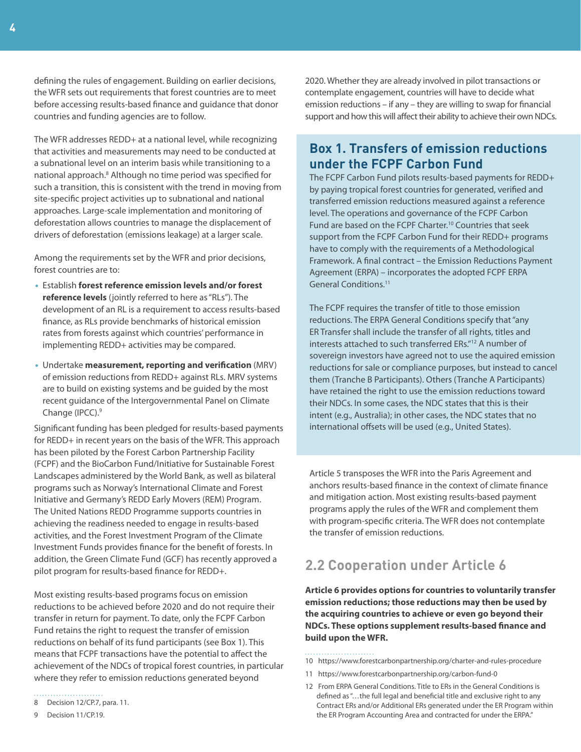defining the rules of engagement. Building on earlier decisions, the WFR sets out requirements that forest countries are to meet before accessing results-based finance and guidance that donor countries and funding agencies are to follow.

The WFR addresses REDD+ at a national level, while recognizing that activities and measurements may need to be conducted at a subnational level on an interim basis while transitioning to a national approach.[8] Although no time period was specified for such a transition, this is consistent with the trend in moving from site-specific project activities up to subnational and national approaches. Large-scale implementation and monitoring of deforestation allows countries to manage the displacement of drivers of deforestation (emissions leakage) at a larger scale.

Among the requirements set by the WFR and prior decisions, forest countries are to:

- Establish **forest reference emission levels and/or forest reference levels** (jointly referred to here as "RLs"). The development of an RL is a requirement to access results-based finance, as RLs provide benchmarks of historical emission rates from forests against which countries' performance in implementing REDD+ activities may be compared.
- Undertake **measurement, reporting and verification** (MRV) of emission reductions from REDD+ against RLs. MRV systems are to build on existing systems and be guided by the most recent guidance of the Intergovernmental Panel on Climate Change (IPCC).[9]

Significant funding has been pledged for results-based payments for REDD+ in recent years on the basis of the WFR. This approach has been piloted by the Forest Carbon Partnership Facility (FCPF) and the BioCarbon Fund/Initiative for Sustainable Forest Landscapes administered by the World Bank, as well as bilateral programs such as Norway's International Climate and Forest Initiative and Germany's REDD Early Movers (REM) Program. The United Nations REDD Programme supports countries in achieving the readiness needed to engage in results-based activities, and the Forest Investment Program of the Climate Investment Funds provides finance for the benefit of forests. In addition, the Green Climate Fund (GCF) has recently approved a pilot program for results-based finance for REDD+.

Most existing results-based programs focus on emission reductions to be achieved before 2020 and do not require their transfer in return for payment. To date, only the FCPF Carbon Fund retains the right to request the transfer of emission reductions on behalf of its fund participants (see Box 1). This means that FCPF transactions have the potential to affect the achievement of the NDCs of tropical forest countries, in particular where they refer to emission reductions generated beyond 2020. Whether they are already involved in pilot transactions or contemplate engagement, countries will have to decide what emission reductions – if any – they are willing to swap for financial support and how this will affect their ability to achieve their own NDCs.

### Box 1. Transfers of emission reductions under the FCPF Carbon Fund

The FCPF Carbon Fund pilots results-based payments for REDD+ by paying tropical forest countries for generated, verified and transferred emission reductions measured against a reference level. The operations and governance of the FCPF Carbon Fund are based on the FCPF Charter.[10] Countries that seek support from the FCPF Carbon Fund for their REDD+ programs have to comply with the requirements of a Methodological Framework. A final contract – the Emission Reductions Payment Agreement (ERPA) – incorporates the adopted FCPF ERPA General Conditions.[11]

The FCPF requires the transfer of title to those emission reductions. The ERPA General Conditions specify that "any ER Transfer shall include the transfer of all rights, titles and interests attached to such transferred ERs."[12] A number of sovereign investors have agreed not to use the aquired emission reductions for sale or compliance purposes, but instead to cancel them (Tranche B Participants). Others (Tranche A Participants) have retained the right to use the emission reductions toward their NDCs. In some cases, the NDC states that this is their intent (e.g., Australia); in other cases, the NDC states that no international offsets will be used (e.g., United States).

Article 5 transposes the WFR into the Paris Agreement and anchors results-based finance in the context of climate finance and mitigation action. Most existing results-based payment programs apply the rules of the WFR and complement them with program-specific criteria. The WFR does not contemplate the transfer of emission reductions.

## 2.2 Cooperation under Article 6

**Article 6 provides options for countries to voluntarily transfer emission reductions; those reductions may then be used by the acquiring countries to achieve or even go beyond their NDCs. These options supplement results-based finance and build upon the WFR.**

8 Decision 12/CP.7, para. 11.

9 Decision 11/CP.19.

10 https://www.forestcarbonpartnership.org/charter-and-rules-procedure

11 https://www.forestcarbonpartnership.org/carbon-fund-0

12 From ERPA General Conditions. Title to ERs in the General Conditions is defined as "…the full legal and beneficial title and exclusive right to any Contract ERs and/or Additional ERs generated under the ER Program within the ER Program Accounting Area and contracted for under the ERPA."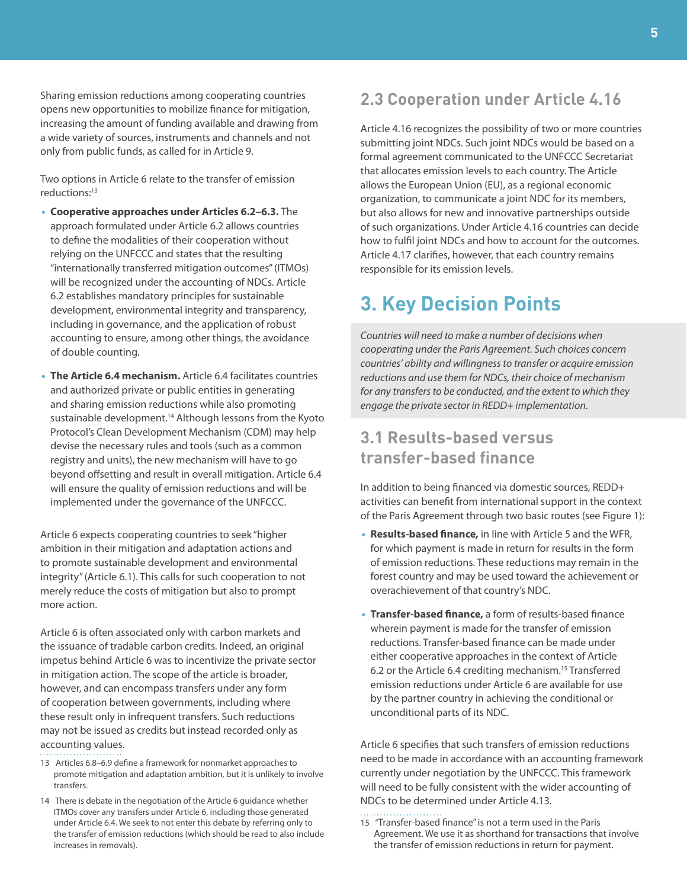Sharing emission reductions among cooperating countries opens new opportunities to mobilize finance for mitigation, increasing the amount of funding available and drawing from a wide variety of sources, instruments and channels and not only from public funds, as called for in Article 9.

Two options in Article 6 relate to the transfer of emission reductions:[13]

- **Cooperative approaches under Articles 6.2–6.3.** The approach formulated under Article 6.2 allows countries to define the modalities of their cooperation without relying on the UNFCCC and states that the resulting "internationally transferred mitigation outcomes" (ITMOs) will be recognized under the accounting of NDCs. Article 6.2 establishes mandatory principles for sustainable development, environmental integrity and transparency, including in governance, and the application of robust accounting to ensure, among other things, the avoidance of double counting.
- **The Article 6.4 mechanism.** Article 6.4 facilitates countries and authorized private or public entities in generating and sharing emission reductions while also promoting sustainable development.[14] Although lessons from the Kyoto Protocol's Clean Development Mechanism (CDM) may help devise the necessary rules and tools (such as a common registry and units), the new mechanism will have to go beyond offsetting and result in overall mitigation. Article 6.4 will ensure the quality of emission reductions and will be implemented under the governance of the UNFCCC.

Article 6 expects cooperating countries to seek "higher ambition in their mitigation and adaptation actions and to promote sustainable development and environmental integrity" (Article 6.1). This calls for such cooperation to not merely reduce the costs of mitigation but also to prompt more action.

Article 6 is often associated only with carbon markets and the issuance of tradable carbon credits. Indeed, an original impetus behind Article 6 was to incentivize the private sector in mitigation action. The scope of the article is broader, however, and can encompass transfers under any form of cooperation between governments, including where these result only in infrequent transfers. Such reductions may not be issued as credits but instead recorded only as accounting values.

13 Articles 6.8–6.9 define a framework for nonmarket approaches to promote mitigation and adaptation ambition, but it is unlikely to involve transfers.

14 There is debate in the negotiation of the Article 6 guidance whether ITMOs cover any transfers under Article 6, including those generated under Article 6.4. We seek to not enter this debate by referring only to the transfer of emission reductions (which should be read to also include increases in removals).

## 2.3 Cooperation under Article 4.16

Article 4.16 recognizes the possibility of two or more countries submitting joint NDCs. Such joint NDCs would be based on a formal agreement communicated to the UNFCCC Secretariat that allocates emission levels to each country. The Article allows the European Union (EU), as a regional economic organization, to communicate a joint NDC for its members, but also allows for new and innovative partnerships outside of such organizations. Under Article 4.16 countries can decide how to fulfil joint NDCs and how to account for the outcomes. Article 4.17 clarifies, however, that each country remains responsible for its emission levels.

# 3. Key Decision Points

*Countries will need to make a number of decisions when cooperating under the Paris Agreement. Such choices concern countries' ability and willingness to transfer or acquire emission reductions and use them for NDCs, their choice of mechanism for any transfers to be conducted, and the extent to which they engage the private sector in REDD+ implementation.*

## 3.1 Results-based versus transfer-based finance

In addition to being financed via domestic sources, REDD+ activities can benefit from international support in the context of the Paris Agreement through two basic routes (see Figure 1):

- **Results-based finance,** in line with Article 5 and the WFR, for which payment is made in return for results in the form of emission reductions. These reductions may remain in the forest country and may be used toward the achievement or overachievement of that country's NDC.
- **Transfer-based finance,** a form of results-based finance wherein payment is made for the transfer of emission reductions. Transfer-based finance can be made under either cooperative approaches in the context of Article 6.2 or the Article 6.4 crediting mechanism.[15] Transferred emission reductions under Article 6 are available for use by the partner country in achieving the conditional or unconditional parts of its NDC.

Article 6 specifies that such transfers of emission reductions need to be made in accordance with an accounting framework currently under negotiation by the UNFCCC. This framework will need to be fully consistent with the wider accounting of NDCs to be determined under Article 4.13.

15 "Transfer-based finance" is not a term used in the Paris Agreement. We use it as shorthand for transactions that involve the transfer of emission reductions in return for payment.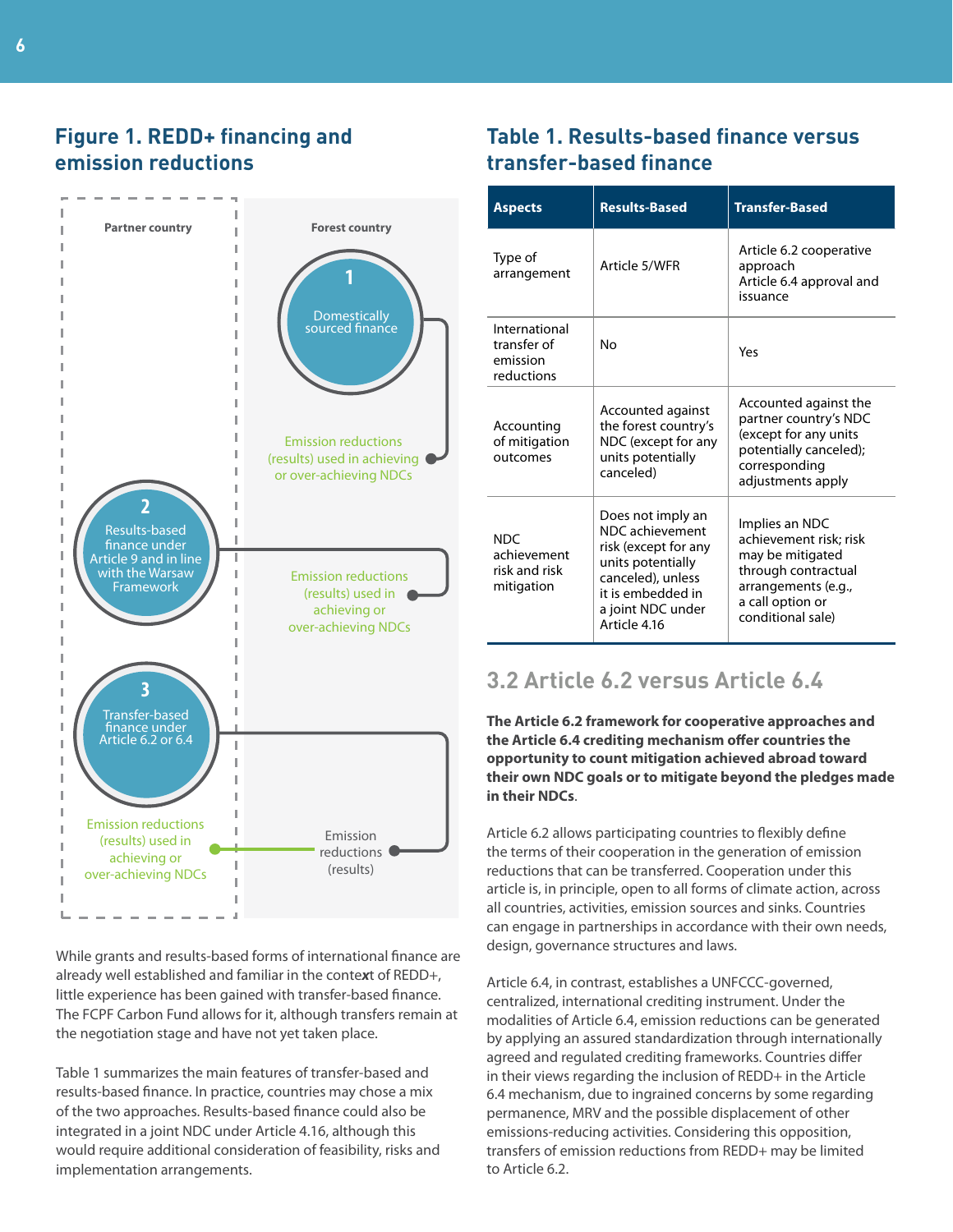## Figure 1. REDD+ financing and emission reductions

Partner country

Forest country

1 Domestically sourced finance

Emission reductions (results) used in achieving or over-achieving NDCs

2 Results-based finance under Article 9 and in line with the Warsaw Framework

Emission reductions (results) used in achieving or over-achieving NDCs

3 Transfer-based finance under Article 6.2 or 6.4

Emission reductions (results) used in achieving or over-achieving NDCs

Emission reductions (results)

While grants and results-based forms of international finance are already well established and familiar in the context of REDD+, little experience has been gained with transfer-based finance. The FCPF Carbon Fund allows for it, although transfers remain at the negotiation stage and have not yet taken place.

Table 1 summarizes the main features of transfer-based and results-based finance. In practice, countries may chose a mix of the two approaches. Results-based finance could also be integrated in a joint NDC under Article 4.16, although this would require additional consideration of feasibility, risks and implementation arrangements.

## Table 1. Results-based finance versus transfer-based finance

| Aspects | Results-Based | Transfer-Based |
|---|---|---|
| Type of arrangement | Article 5/WFR | Article 6.2 cooperative approach<br>Article 6.4 approval and issuance |
| International transfer of emission reductions | No | Yes |
| Accounting of mitigation outcomes | Accounted against the forest country's NDC (except for any units potentially canceled) | Accounted against the partner country's NDC (except for any units potentially canceled); corresponding adjustments apply |
| NDC achievement risk and risk mitigation | Does not imply an NDC achievement risk (except for any units potentially canceled), unless it is embedded in a joint NDC under Article 4.16 | Implies an NDC achievement risk; risk may be mitigated through contractual arrangements (e.g., a call option or conditional sale) |

## 3.2 Article 6.2 versus Article 6.4

**The Article 6.2 framework for cooperative approaches and the Article 6.4 crediting mechanism offer countries the opportunity to count mitigation achieved abroad toward their own NDC goals or to mitigate beyond the pledges made in their NDCs**.

Article 6.2 allows participating countries to flexibly define the terms of their cooperation in the generation of emission reductions that can be transferred. Cooperation under this article is, in principle, open to all forms of climate action, across all countries, activities, emission sources and sinks. Countries can engage in partnerships in accordance with their own needs, design, governance structures and laws.

Article 6.4, in contrast, establishes a UNFCCC-governed, centralized, international crediting instrument. Under the modalities of Article 6.4, emission reductions can be generated by applying an assured standardization through internationally agreed and regulated crediting frameworks. Countries differ in their views regarding the inclusion of REDD+ in the Article 6.4 mechanism, due to ingrained concerns by some regarding permanence, MRV and the possible displacement of other emissions-reducing activities. Considering this opposition, transfers of emission reductions from REDD+ may be limited to Article 6.2.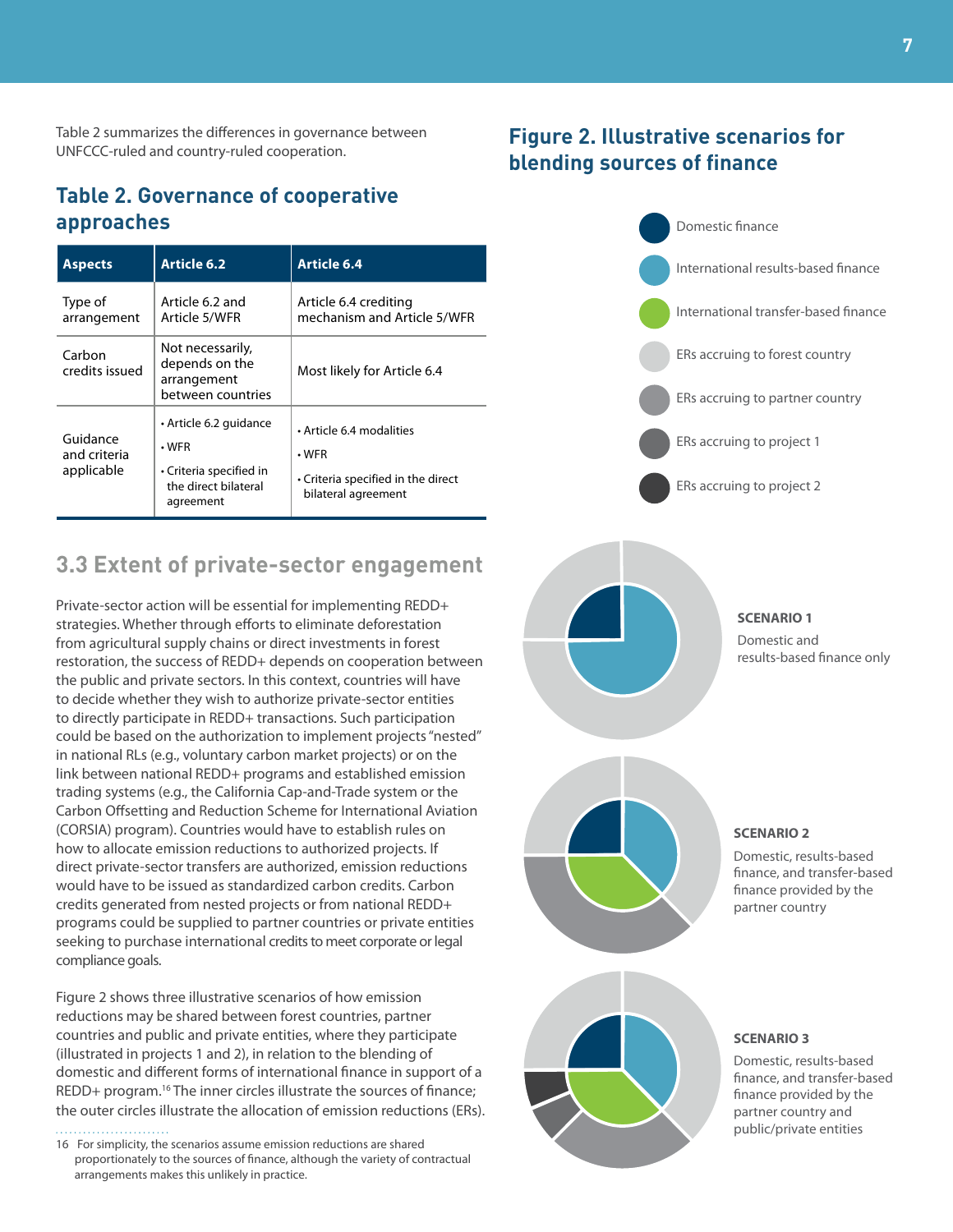Table 2 summarizes the differences in governance between UNFCCC-ruled and country-ruled cooperation.

## Table 2. Governance of cooperative approaches

| Aspects | Article 6.2 | Article 6.4 |
|---|---|---|
| Type of arrangement | Article 6.2 and Article 5/WFR | Article 6.4 crediting mechanism and Article 5/WFR |
| Carbon credits issued | Not necessarily, depends on the arrangement between countries | Most likely for Article 6.4 |
| Guidance and criteria applicable | • Article 6.2 guidance<br>• WFR<br>• Criteria specified in the direct bilateral agreement | • Article 6.4 modalities<br>• WFR<br>• Criteria specified in the direct bilateral agreement |

## 3.3 Extent of private-sector engagement

Private-sector action will be essential for implementing REDD+ strategies. Whether through efforts to eliminate deforestation from agricultural supply chains or direct investments in forest restoration, the success of REDD+ depends on cooperation between the public and private sectors. In this context, countries will have to decide whether they wish to authorize private-sector entities to directly participate in REDD+ transactions. Such participation could be based on the authorization to implement projects "nested" in national RLs (e.g., voluntary carbon market projects) or on the link between national REDD+ programs and established emission trading systems (e.g., the California Cap-and-Trade system or the Carbon Offsetting and Reduction Scheme for International Aviation (CORSIA) program). Countries would have to establish rules on how to allocate emission reductions to authorized projects. If direct private-sector transfers are authorized, emission reductions would have to be issued as standardized carbon credits. Carbon credits generated from nested projects or from national REDD+ programs could be supplied to partner countries or private entities seeking to purchase international credits to meet corporate or legal compliance goals.

Figure 2 shows three illustrative scenarios of how emission reductions may be shared between forest countries, partner countries and public and private entities, where they participate (illustrated in projects 1 and 2), in relation to the blending of domestic and different forms of international finance in support of a REDD+ program.[16] The inner circles illustrate the sources of finance; the outer circles illustrate the allocation of emission reductions (ERs).

16 For simplicity, the scenarios assume emission reductions are shared proportionately to the sources of finance, although the variety of contractual arrangements makes this unlikely in practice.

## Figure 2. Illustrative scenarios for blending sources of finance

- Domestic finance
- International results-based finance
- International transfer-based finance
- ERs accruing to forest country
- ERs accruing to partner country
- ERs accruing to project 1
- ERs accruing to project 2

**SCENARIO 1**
Domestic and results-based finance only

**SCENARIO 2**
Domestic, results-based finance, and transfer-based finance provided by the partner country

**SCENARIO 3**
Domestic, results-based finance, and transfer-based finance provided by the partner country and public/private entities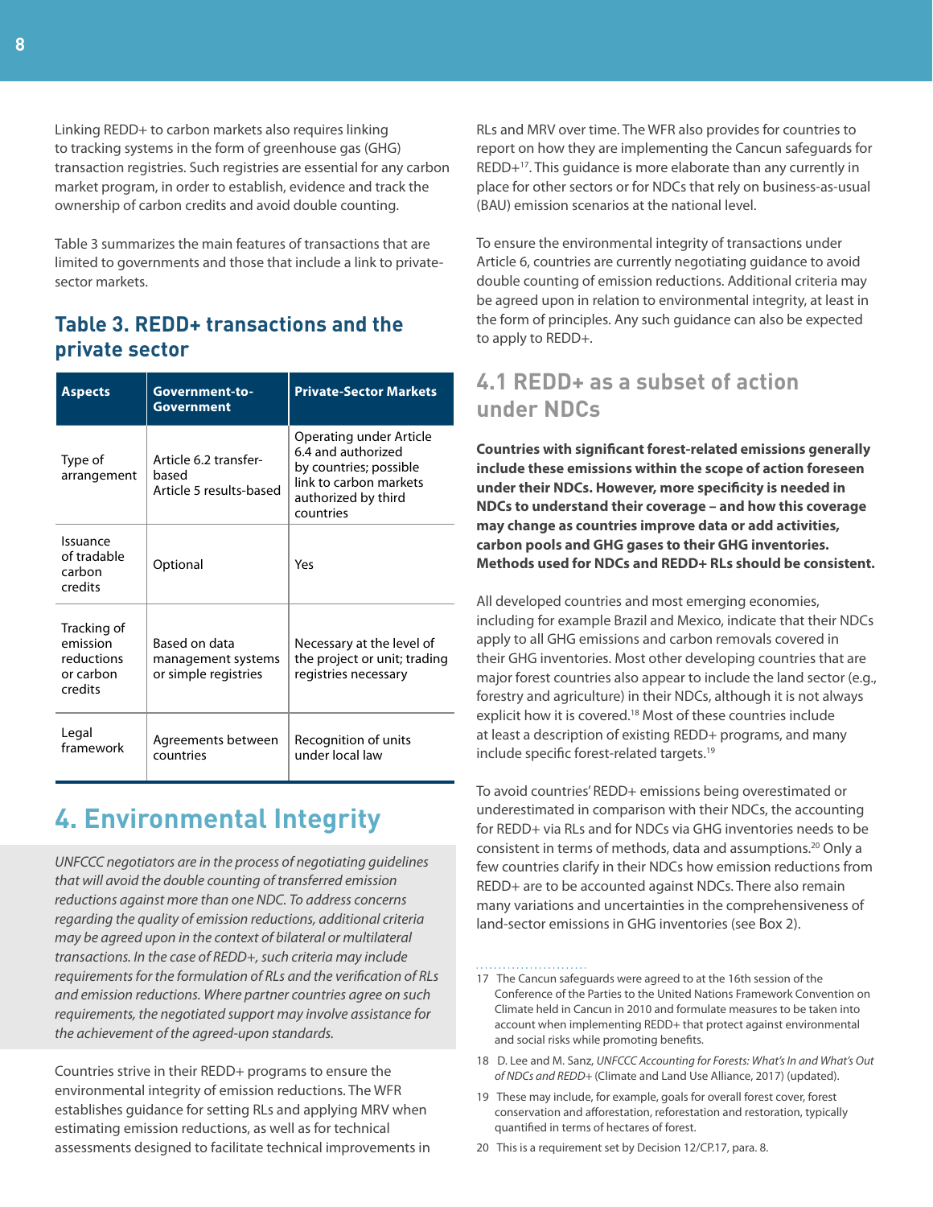Linking REDD+ to carbon markets also requires linking to tracking systems in the form of greenhouse gas (GHG) transaction registries. Such registries are essential for any carbon market program, in order to establish, evidence and track the ownership of carbon credits and avoid double counting.

Table 3 summarizes the main features of transactions that are limited to governments and those that include a link to private-sector markets.

### Table 3. REDD+ transactions and the private sector

| Aspects | Government-to-Government | Private-Sector Markets |
|---|---|---|
| Type of arrangement | Article 6.2 transfer-based<br>Article 5 results-based | Operating under Article 6.4 and authorized by countries; possible link to carbon markets authorized by third countries |
| Issuance of tradable carbon credits | Optional | Yes |
| Tracking of emission reductions or carbon credits | Based on data management systems or simple registries | Necessary at the level of the project or unit; trading registries necessary |
| Legal framework | Agreements between countries | Recognition of units under local law |

## 4. Environmental Integrity

*UNFCCC negotiators are in the process of negotiating guidelines that will avoid the double counting of transferred emission reductions against more than one NDC. To address concerns regarding the quality of emission reductions, additional criteria may be agreed upon in the context of bilateral or multilateral transactions. In the case of REDD+, such criteria may include requirements for the formulation of RLs and the verification of RLs and emission reductions. Where partner countries agree on such requirements, the negotiated support may involve assistance for the achievement of the agreed-upon standards.*

Countries strive in their REDD+ programs to ensure the environmental integrity of emission reductions. The WFR establishes guidance for setting RLs and applying MRV when estimating emission reductions, as well as for technical assessments designed to facilitate technical improvements in RLs and MRV over time. The WFR also provides for countries to report on how they are implementing the Cancun safeguards for REDD+[17]. This guidance is more elaborate than any currently in place for other sectors or for NDCs that rely on business-as-usual (BAU) emission scenarios at the national level.

To ensure the environmental integrity of transactions under Article 6, countries are currently negotiating guidance to avoid double counting of emission reductions. Additional criteria may be agreed upon in relation to environmental integrity, at least in the form of principles. Any such guidance can also be expected to apply to REDD+.

### 4.1 REDD+ as a subset of action under NDCs

**Countries with significant forest-related emissions generally include these emissions within the scope of action foreseen under their NDCs. However, more specificity is needed in NDCs to understand their coverage – and how this coverage may change as countries improve data or add activities, carbon pools and GHG gases to their GHG inventories. Methods used for NDCs and REDD+ RLs should be consistent.**

All developed countries and most emerging economies, including for example Brazil and Mexico, indicate that their NDCs apply to all GHG emissions and carbon removals covered in their GHG inventories. Most other developing countries that are major forest countries also appear to include the land sector (e.g., forestry and agriculture) in their NDCs, although it is not always explicit how it is covered.[18] Most of these countries include at least a description of existing REDD+ programs, and many include specific forest-related targets.[19]

To avoid countries' REDD+ emissions being overestimated or underestimated in comparison with their NDCs, the accounting for REDD+ via RLs and for NDCs via GHG inventories needs to be consistent in terms of methods, data and assumptions.[20] Only a few countries clarify in their NDCs how emission reductions from REDD+ are to be accounted against NDCs. There also remain many variations and uncertainties in the comprehensiveness of land-sector emissions in GHG inventories (see Box 2).

17 The Cancun safeguards were agreed to at the 16th session of the Conference of the Parties to the United Nations Framework Convention on Climate held in Cancun in 2010 and formulate measures to be taken into account when implementing REDD+ that protect against environmental and social risks while promoting benefits.

18 D. Lee and M. Sanz, *UNFCCC Accounting for Forests: What's In and What's Out of NDCs and REDD+* (Climate and Land Use Alliance, 2017) (updated).

19 These may include, for example, goals for overall forest cover, forest conservation and afforestation, reforestation and restoration, typically quantified in terms of hectares of forest.

20 This is a requirement set by Decision 12/CP.17, para. 8.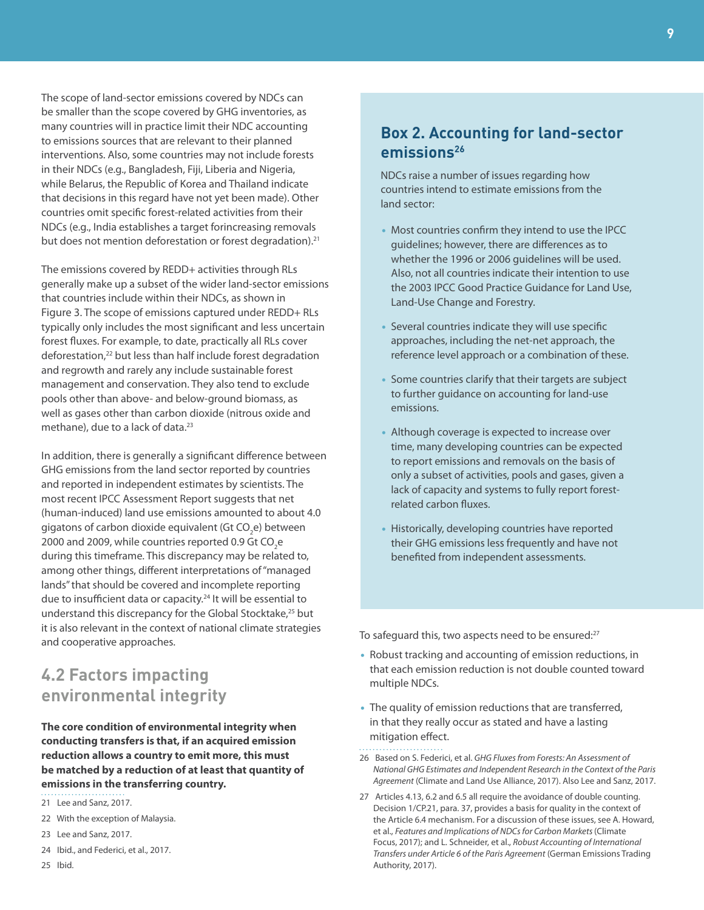The scope of land-sector emissions covered by NDCs can be smaller than the scope covered by GHG inventories, as many countries will in practice limit their NDC accounting to emissions sources that are relevant to their planned interventions. Also, some countries may not include forests in their NDCs (e.g., Bangladesh, Fiji, Liberia and Nigeria, while Belarus, the Republic of Korea and Thailand indicate that decisions in this regard have not yet been made). Other countries omit specific forest-related activities from their NDCs (e.g., India establishes a target forincreasing removals but does not mention deforestation or forest degradation).[21]

The emissions covered by REDD+ activities through RLs generally make up a subset of the wider land-sector emissions that countries include within their NDCs, as shown in Figure 3. The scope of emissions captured under REDD+ RLs typically only includes the most significant and less uncertain forest fluxes. For example, to date, practically all RLs cover deforestation,[22] but less than half include forest degradation and regrowth and rarely any include sustainable forest management and conservation. They also tend to exclude pools other than above- and below-ground biomass, as well as gases other than carbon dioxide (nitrous oxide and methane), due to a lack of data.[23]

In addition, there is generally a significant difference between GHG emissions from the land sector reported by countries and reported in independent estimates by scientists. The most recent IPCC Assessment Report suggests that net (human-induced) land use emissions amounted to about 4.0 gigatons of carbon dioxide equivalent (Gt $CO_2$e) between 2000 and 2009, while countries reported 0.9 Gt $CO_2$e during this timeframe. This discrepancy may be related to, among other things, different interpretations of "managed lands" that should be covered and incomplete reporting due to insufficient data or capacity.[24] It will be essential to understand this discrepancy for the Global Stocktake,[25] but it is also relevant in the context of national climate strategies and cooperative approaches.

## 4.2 Factors impacting environmental integrity

**The core condition of environmental integrity when conducting transfers is that, if an acquired emission reduction allows a country to emit more, this must be matched by a reduction of at least that quantity of emissions in the transferring country.**

> ### Box 2. Accounting for land-sector emissions[26]
>
> NDCs raise a number of issues regarding how countries intend to estimate emissions from the land sector:
>
> - Most countries confirm they intend to use the IPCC guidelines; however, there are differences as to whether the 1996 or 2006 guidelines will be used. Also, not all countries indicate their intention to use the 2003 IPCC Good Practice Guidance for Land Use, Land-Use Change and Forestry.
> - Several countries indicate they will use specific approaches, including the net-net approach, the reference level approach or a combination of these.
> - Some countries clarify that their targets are subject to further guidance on accounting for land-use emissions.
> - Although coverage is expected to increase over time, many developing countries can be expected to report emissions and removals on the basis of only a subset of activities, pools and gases, given a lack of capacity and systems to fully report forest-related carbon fluxes.
> - Historically, developing countries have reported their GHG emissions less frequently and have not benefited from independent assessments.

To safeguard this, two aspects need to be ensured:[27]

- Robust tracking and accounting of emission reductions, in that each emission reduction is not double counted toward multiple NDCs.
- The quality of emission reductions that are transferred, in that they really occur as stated and have a lasting mitigation effect.

21 Lee and Sanz, 2017.

22 With the exception of Malaysia.

23 Lee and Sanz, 2017.

24 Ibid., and Federici, et al., 2017.

25 Ibid.

26 Based on S. Federici, et al. *GHG Fluxes from Forests: An Assessment of National GHG Estimates and Independent Research in the Context of the Paris Agreement* (Climate and Land Use Alliance, 2017). Also Lee and Sanz, 2017.

27 Articles 4.13, 6.2 and 6.5 all require the avoidance of double counting. Decision 1/CP.21, para. 37, provides a basis for quality in the context of the Article 6.4 mechanism. For a discussion of these issues, see A. Howard, et al., *Features and Implications of NDCs for Carbon Markets* (Climate Focus, 2017); and L. Schneider, et al., *Robust Accounting of International Transfers under Article 6 of the Paris Agreement* (German Emissions Trading Authority, 2017).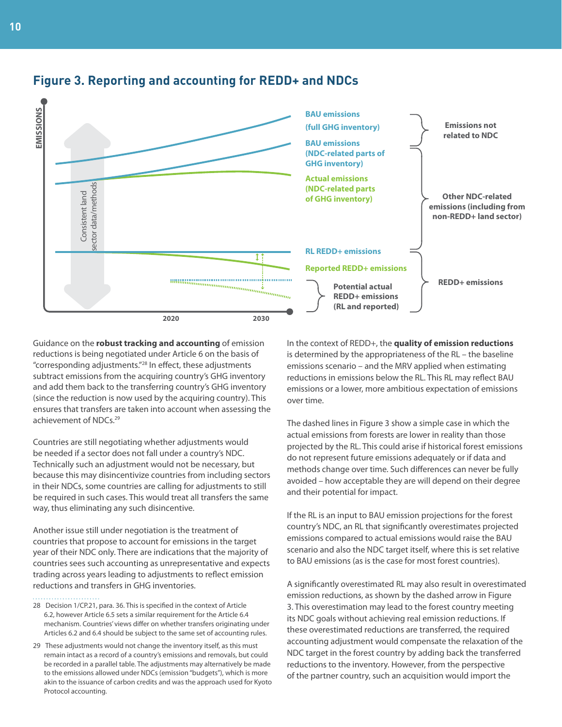## Figure 3. Reporting and accounting for REDD+ and NDCs

EMISSIONS

Consistent land sector data/methods

BAU emissions (full GHG inventory)

BAU emissions (NDC-related parts of GHG inventory)

Actual emissions (NDC-related parts of GHG inventory)

RL REDD+ emissions

Reported REDD+ emissions

Potential actual REDD+ emissions (RL and reported)

Emissions not related to NDC

Other NDC-related emissions (including from non-REDD+ land sector)

REDD+ emissions

2020 2030

Guidance on the **robust tracking and accounting** of emission reductions is being negotiated under Article 6 on the basis of "corresponding adjustments."[28] In effect, these adjustments subtract emissions from the acquiring country's GHG inventory and add them back to the transferring country's GHG inventory (since the reduction is now used by the acquiring country). This ensures that transfers are taken into account when assessing the achievement of NDCs.[29]

Countries are still negotiating whether adjustments would be needed if a sector does not fall under a country's NDC. Technically such an adjustment would not be necessary, but because this may disincentivize countries from including sectors in their NDCs, some countries are calling for adjustments to still be required in such cases. This would treat all transfers the same way, thus eliminating any such disincentive.

Another issue still under negotiation is the treatment of countries that propose to account for emissions in the target year of their NDC only. There are indications that the majority of countries sees such accounting as unrepresentative and expects trading across years leading to adjustments to reflect emission reductions and transfers in GHG inventories.

In the context of REDD+, the **quality of emission reductions** is determined by the appropriateness of the RL – the baseline emissions scenario – and the MRV applied when estimating reductions in emissions below the RL. This RL may reflect BAU emissions or a lower, more ambitious expectation of emissions over time.

The dashed lines in Figure 3 show a simple case in which the actual emissions from forests are lower in reality than those projected by the RL. This could arise if historical forest emissions do not represent future emissions adequately or if data and methods change over time. Such differences can never be fully avoided – how acceptable they are will depend on their degree and their potential for impact.

If the RL is an input to BAU emission projections for the forest country's NDC, an RL that significantly overestimates projected emissions compared to actual emissions would raise the BAU scenario and also the NDC target itself, where this is set relative to BAU emissions (as is the case for most forest countries).

A significantly overestimated RL may also result in overestimated emission reductions, as shown by the dashed arrow in Figure 3. This overestimation may lead to the forest country meeting its NDC goals without achieving real emission reductions. If these overestimated reductions are transferred, the required accounting adjustment would compensate the relaxation of the NDC target in the forest country by adding back the transferred reductions to the inventory. However, from the perspective of the partner country, such an acquisition would import the

28 Decision 1/CP.21, para. 36. This is specified in the context of Article 6.2, however Article 6.5 sets a similar requirement for the Article 6.4 mechanism. Countries' views differ on whether transfers originating under Articles 6.2 and 6.4 should be subject to the same set of accounting rules.

29 These adjustments would not change the inventory itself, as this must remain intact as a record of a country's emissions and removals, but could be recorded in a parallel table. The adjustments may alternatively be made to the emissions allowed under NDCs (emission "budgets"), which is more akin to the issuance of carbon credits and was the approach used for Kyoto Protocol accounting.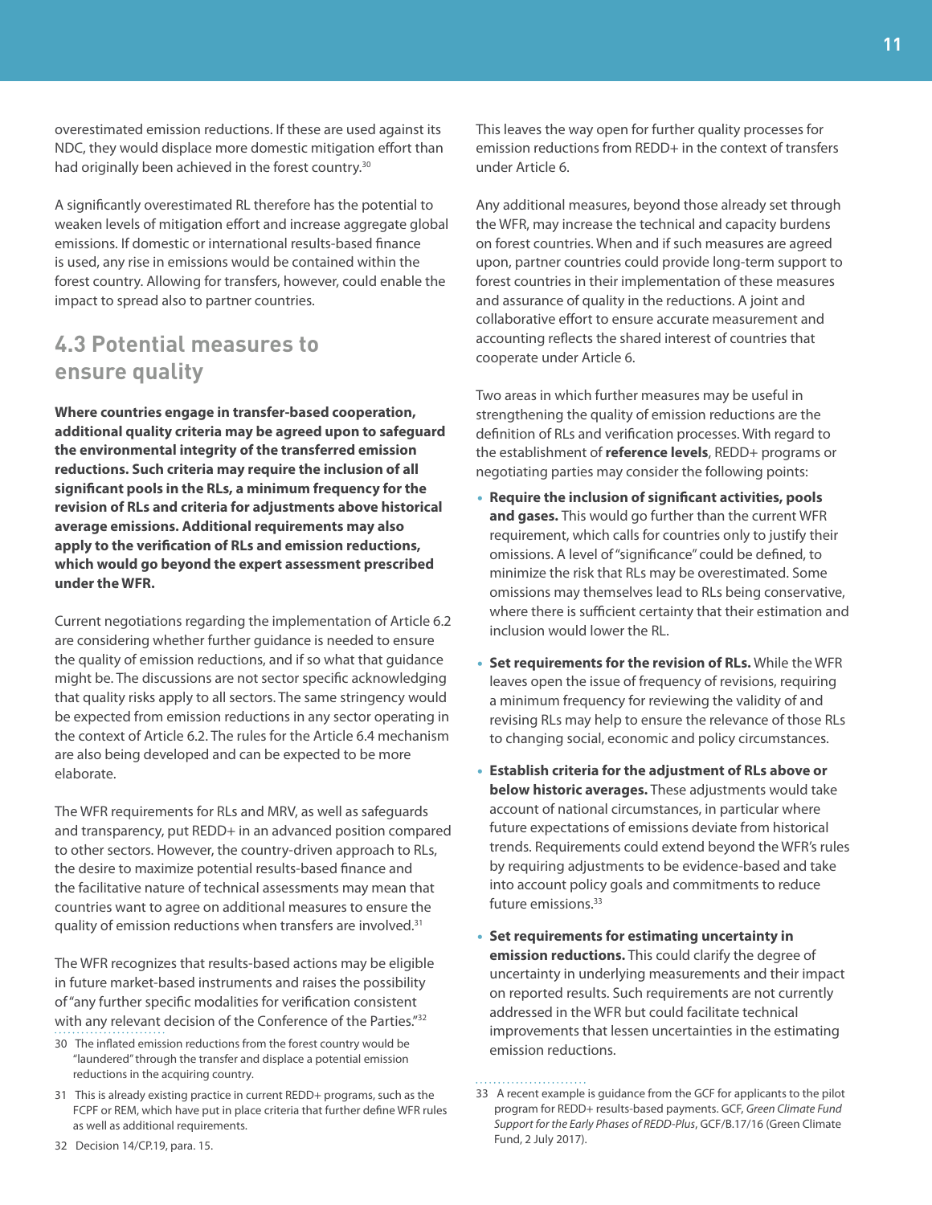overestimated emission reductions. If these are used against its NDC, they would displace more domestic mitigation effort than had originally been achieved in the forest country.[30]

A significantly overestimated RL therefore has the potential to weaken levels of mitigation effort and increase aggregate global emissions. If domestic or international results-based finance is used, any rise in emissions would be contained within the forest country. Allowing for transfers, however, could enable the impact to spread also to partner countries.

## 4.3 Potential measures to ensure quality

**Where countries engage in transfer-based cooperation, additional quality criteria may be agreed upon to safeguard the environmental integrity of the transferred emission reductions. Such criteria may require the inclusion of all significant pools in the RLs, a minimum frequency for the revision of RLs and criteria for adjustments above historical average emissions. Additional requirements may also apply to the verification of RLs and emission reductions, which would go beyond the expert assessment prescribed under the WFR.**

Current negotiations regarding the implementation of Article 6.2 are considering whether further guidance is needed to ensure the quality of emission reductions, and if so what that guidance might be. The discussions are not sector specific acknowledging that quality risks apply to all sectors. The same stringency would be expected from emission reductions in any sector operating in the context of Article 6.2. The rules for the Article 6.4 mechanism are also being developed and can be expected to be more elaborate.

The WFR requirements for RLs and MRV, as well as safeguards and transparency, put REDD+ in an advanced position compared to other sectors. However, the country-driven approach to RLs, the desire to maximize potential results-based finance and the facilitative nature of technical assessments may mean that countries want to agree on additional measures to ensure the quality of emission reductions when transfers are involved.[31]

The WFR recognizes that results-based actions may be eligible in future market-based instruments and raises the possibility of "any further specific modalities for verification consistent with any relevant decision of the Conference of the Parties."[32] This leaves the way open for further quality processes for emission reductions from REDD+ in the context of transfers under Article 6.

Any additional measures, beyond those already set through the WFR, may increase the technical and capacity burdens on forest countries. When and if such measures are agreed upon, partner countries could provide long-term support to forest countries in their implementation of these measures and assurance of quality in the reductions. A joint and collaborative effort to ensure accurate measurement and accounting reflects the shared interest of countries that cooperate under Article 6.

Two areas in which further measures may be useful in strengthening the quality of emission reductions are the definition of RLs and verification processes. With regard to the establishment of **reference levels**, REDD+ programs or negotiating parties may consider the following points:

- **Require the inclusion of significant activities, pools and gases.** This would go further than the current WFR requirement, which calls for countries only to justify their omissions. A level of "significance" could be defined, to minimize the risk that RLs may be overestimated. Some omissions may themselves lead to RLs being conservative, where there is sufficient certainty that their estimation and inclusion would lower the RL.
- **Set requirements for the revision of RLs.** While the WFR leaves open the issue of frequency of revisions, requiring a minimum frequency for reviewing the validity of and revising RLs may help to ensure the relevance of those RLs to changing social, economic and policy circumstances.
- **Establish criteria for the adjustment of RLs above or below historic averages.** These adjustments would take account of national circumstances, in particular where future expectations of emissions deviate from historical trends. Requirements could extend beyond the WFR's rules by requiring adjustments to be evidence-based and take into account policy goals and commitments to reduce future emissions.[33]
- **Set requirements for estimating uncertainty in emission reductions.** This could clarify the degree of uncertainty in underlying measurements and their impact on reported results. Such requirements are not currently addressed in the WFR but could facilitate technical improvements that lessen uncertainties in the estimating emission reductions.

---

30 The inflated emission reductions from the forest country would be "laundered" through the transfer and displace a potential emission reductions in the acquiring country.

31 This is already existing practice in current REDD+ programs, such as the FCPF or REM, which have put in place criteria that further define WFR rules as well as additional requirements.

32 Decision 14/CP.19, para. 15.

33 A recent example is guidance from the GCF for applicants to the pilot program for REDD+ results-based payments. GCF, *Green Climate Fund Support for the Early Phases of REDD-Plus*, GCF/B.17/16 (Green Climate Fund, 2 July 2017).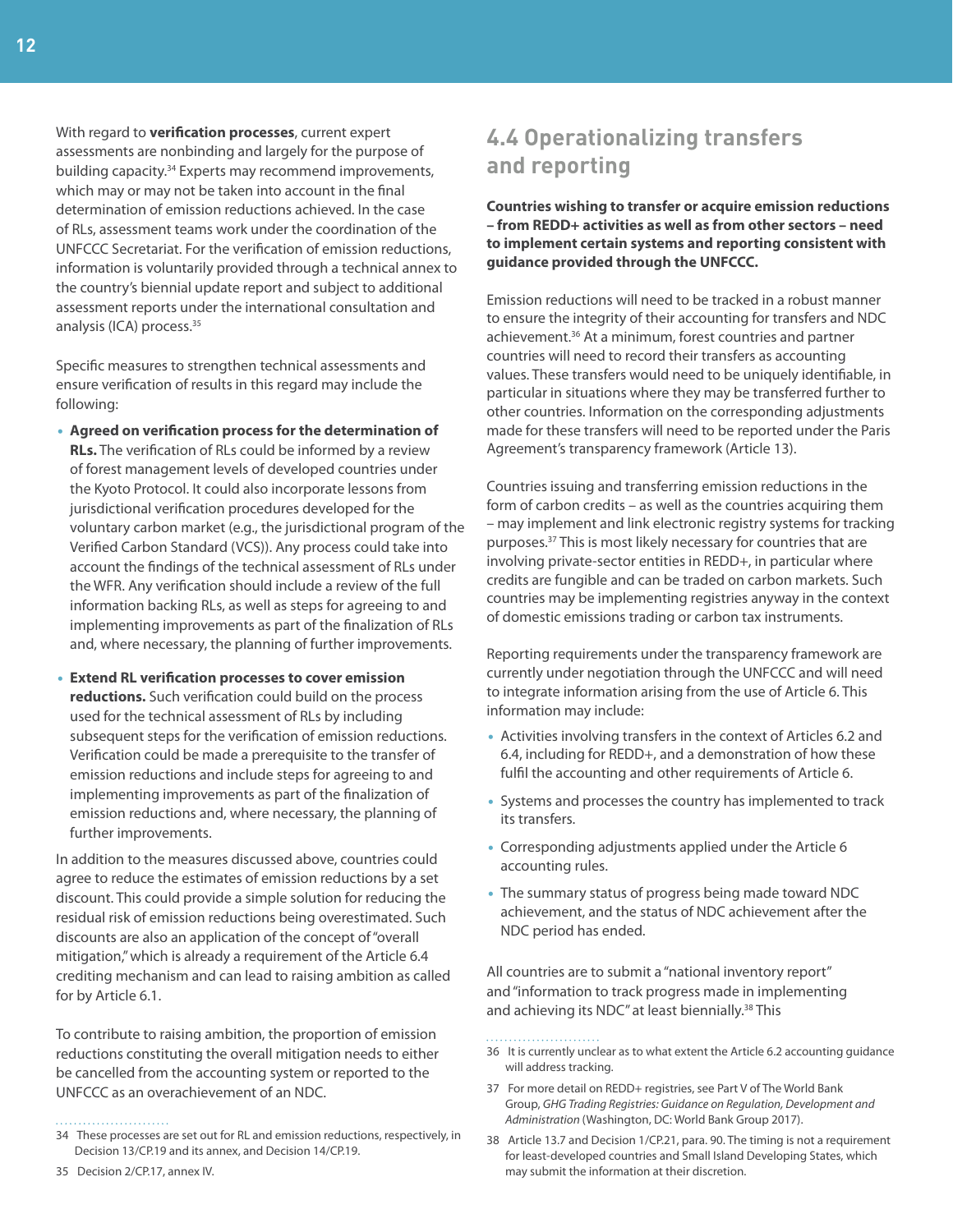With regard to **verification processes**, current expert assessments are nonbinding and largely for the purpose of building capacity.[34] Experts may recommend improvements, which may or may not be taken into account in the final determination of emission reductions achieved. In the case of RLs, assessment teams work under the coordination of the UNFCCC Secretariat. For the verification of emission reductions, information is voluntarily provided through a technical annex to the country's biennial update report and subject to additional assessment reports under the international consultation and analysis (ICA) process.[35]

Specific measures to strengthen technical assessments and ensure verification of results in this regard may include the following:

- **Agreed on verification process for the determination of RLs.** The verification of RLs could be informed by a review of forest management levels of developed countries under the Kyoto Protocol. It could also incorporate lessons from jurisdictional verification procedures developed for the voluntary carbon market (e.g., the jurisdictional program of the Verified Carbon Standard (VCS)). Any process could take into account the findings of the technical assessment of RLs under the WFR. Any verification should include a review of the full information backing RLs, as well as steps for agreeing to and implementing improvements as part of the finalization of RLs and, where necessary, the planning of further improvements.
- **Extend RL verification processes to cover emission reductions.** Such verification could build on the process used for the technical assessment of RLs by including subsequent steps for the verification of emission reductions. Verification could be made a prerequisite to the transfer of emission reductions and include steps for agreeing to and implementing improvements as part of the finalization of emission reductions and, where necessary, the planning of further improvements.

In addition to the measures discussed above, countries could agree to reduce the estimates of emission reductions by a set discount. This could provide a simple solution for reducing the residual risk of emission reductions being overestimated. Such discounts are also an application of the concept of "overall mitigation," which is already a requirement of the Article 6.4 crediting mechanism and can lead to raising ambition as called for by Article 6.1.

To contribute to raising ambition, the proportion of emission reductions constituting the overall mitigation needs to either be cancelled from the accounting system or reported to the UNFCCC as an overachievement of an NDC.

## 4.4 Operationalizing transfers and reporting

**Countries wishing to transfer or acquire emission reductions – from REDD+ activities as well as from other sectors – need to implement certain systems and reporting consistent with guidance provided through the UNFCCC.**

Emission reductions will need to be tracked in a robust manner to ensure the integrity of their accounting for transfers and NDC achievement.[36] At a minimum, forest countries and partner countries will need to record their transfers as accounting values. These transfers would need to be uniquely identifiable, in particular in situations where they may be transferred further to other countries. Information on the corresponding adjustments made for these transfers will need to be reported under the Paris Agreement's transparency framework (Article 13).

Countries issuing and transferring emission reductions in the form of carbon credits – as well as the countries acquiring them – may implement and link electronic registry systems for tracking purposes.[37] This is most likely necessary for countries that are involving private-sector entities in REDD+, in particular where credits are fungible and can be traded on carbon markets. Such countries may be implementing registries anyway in the context of domestic emissions trading or carbon tax instruments.

Reporting requirements under the transparency framework are currently under negotiation through the UNFCCC and will need to integrate information arising from the use of Article 6. This information may include:

- Activities involving transfers in the context of Articles 6.2 and 6.4, including for REDD+, and a demonstration of how these fulfil the accounting and other requirements of Article 6.
- Systems and processes the country has implemented to track its transfers.
- Corresponding adjustments applied under the Article 6 accounting rules.
- The summary status of progress being made toward NDC achievement, and the status of NDC achievement after the NDC period has ended.

All countries are to submit a "national inventory report" and "information to track progress made in implementing and achieving its NDC" at least biennially.[38] This

34 These processes are set out for RL and emission reductions, respectively, in Decision 13/CP.19 and its annex, and Decision 14/CP.19.

35 Decision 2/CP.17, annex IV.

36 It is currently unclear as to what extent the Article 6.2 accounting guidance will address tracking.

37 For more detail on REDD+ registries, see Part V of The World Bank Group, *GHG Trading Registries: Guidance on Regulation, Development and Administration* (Washington, DC: World Bank Group 2017).

38 Article 13.7 and Decision 1/CP.21, para. 90. The timing is not a requirement for least-developed countries and Small Island Developing States, which may submit the information at their discretion.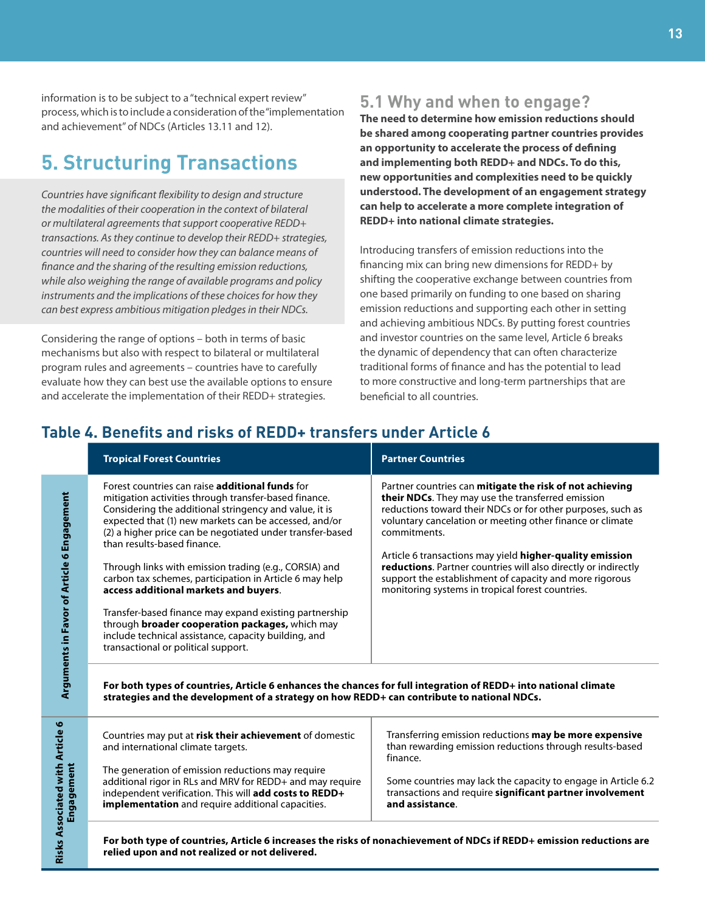information is to be subject to a "technical expert review" process, which is to include a consideration of the "implementation and achievement" of NDCs (Articles 13.11 and 12).

# 5. Structuring Transactions

*Countries have significant flexibility to design and structure the modalities of their cooperation in the context of bilateral or multilateral agreements that support cooperative REDD+ transactions. As they continue to develop their REDD+ strategies, countries will need to consider how they can balance means of finance and the sharing of the resulting emission reductions, while also weighing the range of available programs and policy instruments and the implications of these choices for how they can best express ambitious mitigation pledges in their NDCs.*

Considering the range of options – both in terms of basic mechanisms but also with respect to bilateral or multilateral program rules and agreements – countries have to carefully evaluate how they can best use the available options to ensure and accelerate the implementation of their REDD+ strategies.

## 5.1 Why and when to engage?

**The need to determine how emission reductions should be shared among cooperating partner countries provides an opportunity to accelerate the process of defining and implementing both REDD+ and NDCs. To do this, new opportunities and complexities need to be quickly understood. The development of an engagement strategy can help to accelerate a more complete integration of REDD+ into national climate strategies.**

Introducing transfers of emission reductions into the financing mix can bring new dimensions for REDD+ by shifting the cooperative exchange between countries from one based primarily on funding to one based on sharing emission reductions and supporting each other in setting and achieving ambitious NDCs. By putting forest countries and investor countries on the same level, Article 6 breaks the dynamic of dependency that can often characterize traditional forms of finance and has the potential to lead to more constructive and long-term partnerships that are beneficial to all countries.

## Table 4. Benefits and risks of REDD+ transfers under Article 6

| | Tropical Forest Countries | Partner Countries |
|---|---|---|
| Arguments in Favor of Article 6 Engagement | Forest countries can raise **additional funds** for mitigation activities through transfer-based finance. Considering the additional stringency and value, it is expected that (1) new markets can be accessed, and/or (2) a higher price can be negotiated under transfer-based than results-based finance.<br><br>Through links with emission trading (e.g., CORSIA) and carbon tax schemes, participation in Article 6 may help **access additional markets and buyers**.<br><br>Transfer-based finance may expand existing partnership through **broader cooperation packages,** which may include technical assistance, capacity building, and transactional or political support. | Partner countries can **mitigate the risk of not achieving their NDCs**. They may use the transferred emission reductions toward their NDCs or for other purposes, such as voluntary cancelation or meeting other finance or climate commitments.<br><br>Article 6 transactions may yield **higher-quality emission reductions**. Partner countries will also directly or indirectly support the establishment of capacity and more rigorous monitoring systems in tropical forest countries. |
| | **For both types of countries, Article 6 enhances the chances for full integration of REDD+ into national climate strategies and the development of a strategy on how REDD+ can contribute to national NDCs.** | |
| Risks Associated with Article 6 Engagement | Countries may put at **risk their achievement** of domestic and international climate targets.<br><br>The generation of emission reductions may require additional rigor in RLs and MRV for REDD+ and may require independent verification. This will **add costs to REDD+ implementation** and require additional capacities. | Transferring emission reductions **may be more expensive** than rewarding emission reductions through results-based finance.<br><br>Some countries may lack the capacity to engage in Article 6.2 transactions and require **significant partner involvement and assistance**. |
| | **For both type of countries, Article 6 increases the risks of nonachievement of NDCs if REDD+ emission reductions are relied upon and not realized or not delivered.** | |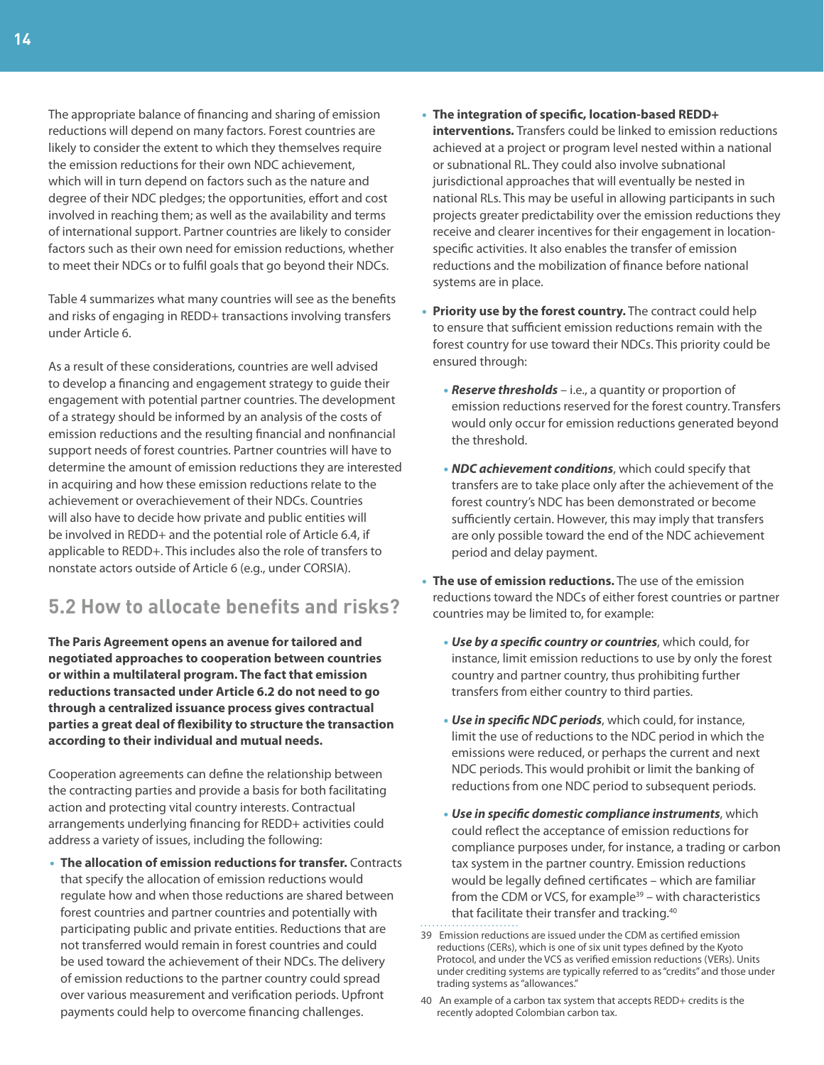The appropriate balance of financing and sharing of emission reductions will depend on many factors. Forest countries are likely to consider the extent to which they themselves require the emission reductions for their own NDC achievement, which will in turn depend on factors such as the nature and degree of their NDC pledges; the opportunities, effort and cost involved in reaching them; as well as the availability and terms of international support. Partner countries are likely to consider factors such as their own need for emission reductions, whether to meet their NDCs or to fulfil goals that go beyond their NDCs.

Table 4 summarizes what many countries will see as the benefits and risks of engaging in REDD+ transactions involving transfers under Article 6.

As a result of these considerations, countries are well advised to develop a financing and engagement strategy to guide their engagement with potential partner countries. The development of a strategy should be informed by an analysis of the costs of emission reductions and the resulting financial and nonfinancial support needs of forest countries. Partner countries will have to determine the amount of emission reductions they are interested in acquiring and how these emission reductions relate to the achievement or overachievement of their NDCs. Countries will also have to decide how private and public entities will be involved in REDD+ and the potential role of Article 6.4, if applicable to REDD+. This includes also the role of transfers to nonstate actors outside of Article 6 (e.g., under CORSIA).

## 5.2 How to allocate benefits and risks?

**The Paris Agreement opens an avenue for tailored and negotiated approaches to cooperation between countries or within a multilateral program. The fact that emission reductions transacted under Article 6.2 do not need to go through a centralized issuance process gives contractual parties a great deal of flexibility to structure the transaction according to their individual and mutual needs.**

Cooperation agreements can define the relationship between the contracting parties and provide a basis for both facilitating action and protecting vital country interests. Contractual arrangements underlying financing for REDD+ activities could address a variety of issues, including the following:

- **The allocation of emission reductions for transfer.** Contracts that specify the allocation of emission reductions would regulate how and when those reductions are shared between forest countries and partner countries and potentially with participating public and private entities. Reductions that are not transferred would remain in forest countries and could be used toward the achievement of their NDCs. The delivery of emission reductions to the partner country could spread over various measurement and verification periods. Upfront payments could help to overcome financing challenges.
- **The integration of specific, location-based REDD+ interventions.** Transfers could be linked to emission reductions achieved at a project or program level nested within a national or subnational RL. They could also involve subnational jurisdictional approaches that will eventually be nested in national RLs. This may be useful in allowing participants in such projects greater predictability over the emission reductions they receive and clearer incentives for their engagement in location-specific activities. It also enables the transfer of emission reductions and the mobilization of finance before national systems are in place.
- **Priority use by the forest country.** The contract could help to ensure that sufficient emission reductions remain with the forest country for use toward their NDCs. This priority could be ensured through:
  - ***Reserve thresholds*** – i.e., a quantity or proportion of emission reductions reserved for the forest country. Transfers would only occur for emission reductions generated beyond the threshold.
  - ***NDC achievement conditions***, which could specify that transfers are to take place only after the achievement of the forest country's NDC has been demonstrated or become sufficiently certain. However, this may imply that transfers are only possible toward the end of the NDC achievement period and delay payment.
- **The use of emission reductions.** The use of the emission reductions toward the NDCs of either forest countries or partner countries may be limited to, for example:
  - ***Use by a specific country or countries***, which could, for instance, limit emission reductions to use by only the forest country and partner country, thus prohibiting further transfers from either country to third parties.
  - ***Use in specific NDC periods***, which could, for instance, limit the use of reductions to the NDC period in which the emissions were reduced, or perhaps the current and next NDC periods. This would prohibit or limit the banking of reductions from one NDC period to subsequent periods.
  - ***Use in specific domestic compliance instruments***, which could reflect the acceptance of emission reductions for compliance purposes under, for instance, a trading or carbon tax system in the partner country. Emission reductions would be legally defined certificates – which are familiar from the CDM or VCS, for example[39] – with characteristics that facilitate their transfer and tracking.[40]

---

39 Emission reductions are issued under the CDM as certified emission reductions (CERs), which is one of six unit types defined by the Kyoto Protocol, and under the VCS as verified emission reductions (VERs). Units under crediting systems are typically referred to as "credits" and those under trading systems as "allowances."

40 An example of a carbon tax system that accepts REDD+ credits is the recently adopted Colombian carbon tax.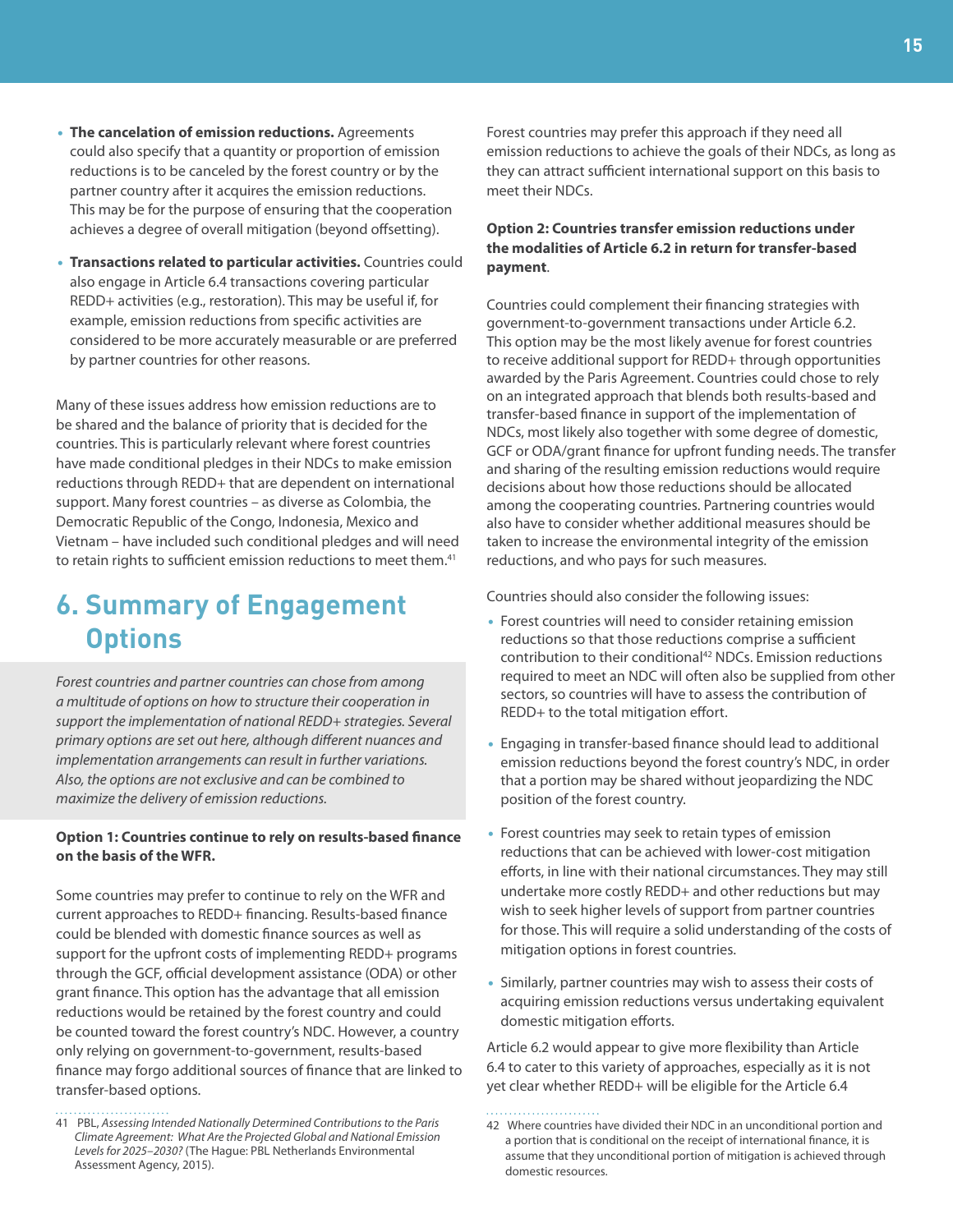- **The cancelation of emission reductions.** Agreements could also specify that a quantity or proportion of emission reductions is to be canceled by the forest country or by the partner country after it acquires the emission reductions. This may be for the purpose of ensuring that the cooperation achieves a degree of overall mitigation (beyond offsetting).
- **Transactions related to particular activities.** Countries could also engage in Article 6.4 transactions covering particular REDD+ activities (e.g., restoration). This may be useful if, for example, emission reductions from specific activities are considered to be more accurately measurable or are preferred by partner countries for other reasons.

Many of these issues address how emission reductions are to be shared and the balance of priority that is decided for the countries. This is particularly relevant where forest countries have made conditional pledges in their NDCs to make emission reductions through REDD+ that are dependent on international support. Many forest countries – as diverse as Colombia, the Democratic Republic of the Congo, Indonesia, Mexico and Vietnam – have included such conditional pledges and will need to retain rights to sufficient emission reductions to meet them.[41]

## 6. Summary of Engagement Options

*Forest countries and partner countries can chose from among a multitude of options on how to structure their cooperation in support the implementation of national REDD+ strategies. Several primary options are set out here, although different nuances and implementation arrangements can result in further variations. Also, the options are not exclusive and can be combined to maximize the delivery of emission reductions.*

**Option 1: Countries continue to rely on results-based finance on the basis of the WFR.**

Some countries may prefer to continue to rely on the WFR and current approaches to REDD+ financing. Results-based finance could be blended with domestic finance sources as well as support for the upfront costs of implementing REDD+ programs through the GCF, official development assistance (ODA) or other grant finance. This option has the advantage that all emission reductions would be retained by the forest country and could be counted toward the forest country's NDC. However, a country only relying on government-to-government, results-based finance may forgo additional sources of finance that are linked to transfer-based options.

Forest countries may prefer this approach if they need all emission reductions to achieve the goals of their NDCs, as long as they can attract sufficient international support on this basis to meet their NDCs.

**Option 2: Countries transfer emission reductions under the modalities of Article 6.2 in return for transfer-based payment**.

Countries could complement their financing strategies with government-to-government transactions under Article 6.2. This option may be the most likely avenue for forest countries to receive additional support for REDD+ through opportunities awarded by the Paris Agreement. Countries could chose to rely on an integrated approach that blends both results-based and transfer-based finance in support of the implementation of NDCs, most likely also together with some degree of domestic, GCF or ODA/grant finance for upfront funding needs. The transfer and sharing of the resulting emission reductions would require decisions about how those reductions should be allocated among the cooperating countries. Partnering countries would also have to consider whether additional measures should be taken to increase the environmental integrity of the emission reductions, and who pays for such measures.

Countries should also consider the following issues:

- Forest countries will need to consider retaining emission reductions so that those reductions comprise a sufficient contribution to their conditional[42] NDCs. Emission reductions required to meet an NDC will often also be supplied from other sectors, so countries will have to assess the contribution of REDD+ to the total mitigation effort.
- Engaging in transfer-based finance should lead to additional emission reductions beyond the forest country's NDC, in order that a portion may be shared without jeopardizing the NDC position of the forest country.
- Forest countries may seek to retain types of emission reductions that can be achieved with lower-cost mitigation efforts, in line with their national circumstances. They may still undertake more costly REDD+ and other reductions but may wish to seek higher levels of support from partner countries for those. This will require a solid understanding of the costs of mitigation options in forest countries.
- Similarly, partner countries may wish to assess their costs of acquiring emission reductions versus undertaking equivalent domestic mitigation efforts.

Article 6.2 would appear to give more flexibility than Article 6.4 to cater to this variety of approaches, especially as it is not yet clear whether REDD+ will be eligible for the Article 6.4

---

41 PBL, *Assessing Intended Nationally Determined Contributions to the Paris Climate Agreement: What Are the Projected Global and National Emission Levels for 2025–2030?* (The Hague: PBL Netherlands Environmental Assessment Agency, 2015).

42 Where countries have divided their NDC in an unconditional portion and a portion that is conditional on the receipt of international finance, it is assume that they unconditional portion of mitigation is achieved through domestic resources.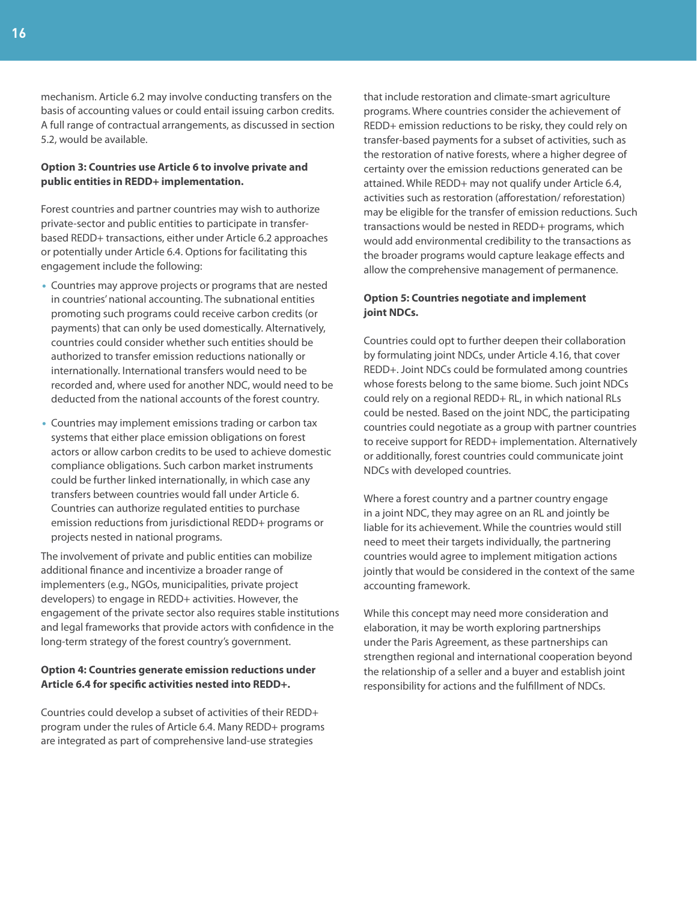mechanism. Article 6.2 may involve conducting transfers on the basis of accounting values or could entail issuing carbon credits. A full range of contractual arrangements, as discussed in section 5.2, would be available.

**Option 3: Countries use Article 6 to involve private and public entities in REDD+ implementation.**

Forest countries and partner countries may wish to authorize private-sector and public entities to participate in transfer-based REDD+ transactions, either under Article 6.2 approaches or potentially under Article 6.4. Options for facilitating this engagement include the following:

- Countries may approve projects or programs that are nested in countries' national accounting. The subnational entities promoting such programs could receive carbon credits (or payments) that can only be used domestically. Alternatively, countries could consider whether such entities should be authorized to transfer emission reductions nationally or internationally. International transfers would need to be recorded and, where used for another NDC, would need to be deducted from the national accounts of the forest country.
- Countries may implement emissions trading or carbon tax systems that either place emission obligations on forest actors or allow carbon credits to be used to achieve domestic compliance obligations. Such carbon market instruments could be further linked internationally, in which case any transfers between countries would fall under Article 6. Countries can authorize regulated entities to purchase emission reductions from jurisdictional REDD+ programs or projects nested in national programs.

The involvement of private and public entities can mobilize additional finance and incentivize a broader range of implementers (e.g., NGOs, municipalities, private project developers) to engage in REDD+ activities. However, the engagement of the private sector also requires stable institutions and legal frameworks that provide actors with confidence in the long-term strategy of the forest country's government.

**Option 4: Countries generate emission reductions under Article 6.4 for specific activities nested into REDD+.**

Countries could develop a subset of activities of their REDD+ program under the rules of Article 6.4. Many REDD+ programs are integrated as part of comprehensive land-use strategies that include restoration and climate-smart agriculture programs. Where countries consider the achievement of REDD+ emission reductions to be risky, they could rely on transfer-based payments for a subset of activities, such as the restoration of native forests, where a higher degree of certainty over the emission reductions generated can be attained. While REDD+ may not qualify under Article 6.4, activities such as restoration (afforestation/ reforestation) may be eligible for the transfer of emission reductions. Such transactions would be nested in REDD+ programs, which would add environmental credibility to the transactions as the broader programs would capture leakage effects and allow the comprehensive management of permanence.

**Option 5: Countries negotiate and implement joint NDCs.**

Countries could opt to further deepen their collaboration by formulating joint NDCs, under Article 4.16, that cover REDD+. Joint NDCs could be formulated among countries whose forests belong to the same biome. Such joint NDCs could rely on a regional REDD+ RL, in which national RLs could be nested. Based on the joint NDC, the participating countries could negotiate as a group with partner countries to receive support for REDD+ implementation. Alternatively or additionally, forest countries could communicate joint NDCs with developed countries.

Where a forest country and a partner country engage in a joint NDC, they may agree on an RL and jointly be liable for its achievement. While the countries would still need to meet their targets individually, the partnering countries would agree to implement mitigation actions jointly that would be considered in the context of the same accounting framework.

While this concept may need more consideration and elaboration, it may be worth exploring partnerships under the Paris Agreement, as these partnerships can strengthen regional and international cooperation beyond the relationship of a seller and a buyer and establish joint responsibility for actions and the fulfillment of NDCs.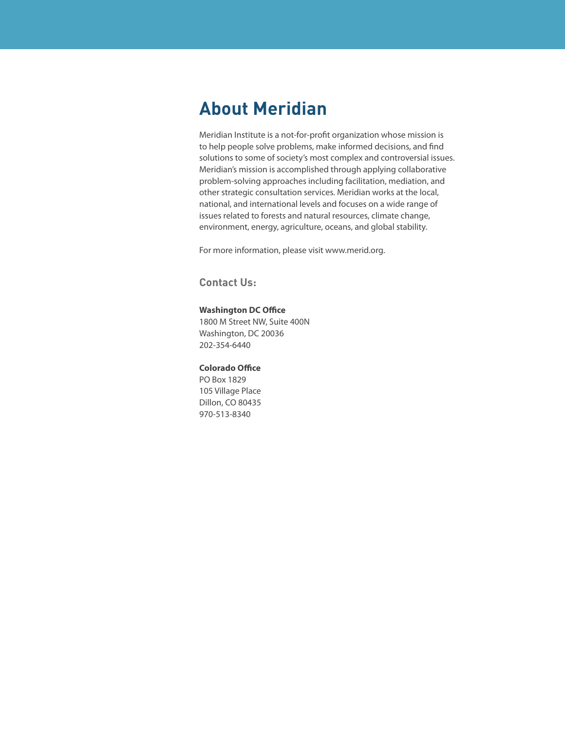## About Meridian

Meridian Institute is a not-for-profit organization whose mission is to help people solve problems, make informed decisions, and find solutions to some of society's most complex and controversial issues. Meridian's mission is accomplished through applying collaborative problem-solving approaches including facilitation, mediation, and other strategic consultation services. Meridian works at the local, national, and international levels and focuses on a wide range of issues related to forests and natural resources, climate change, environment, energy, agriculture, oceans, and global stability.

For more information, please visit www.merid.org.

### Contact Us:

**Washington DC Office**
1800 M Street NW, Suite 400N
Washington, DC 20036
202-354-6440

**Colorado Office**
PO Box 1829
105 Village Place
Dillon, CO 80435
970-513-8340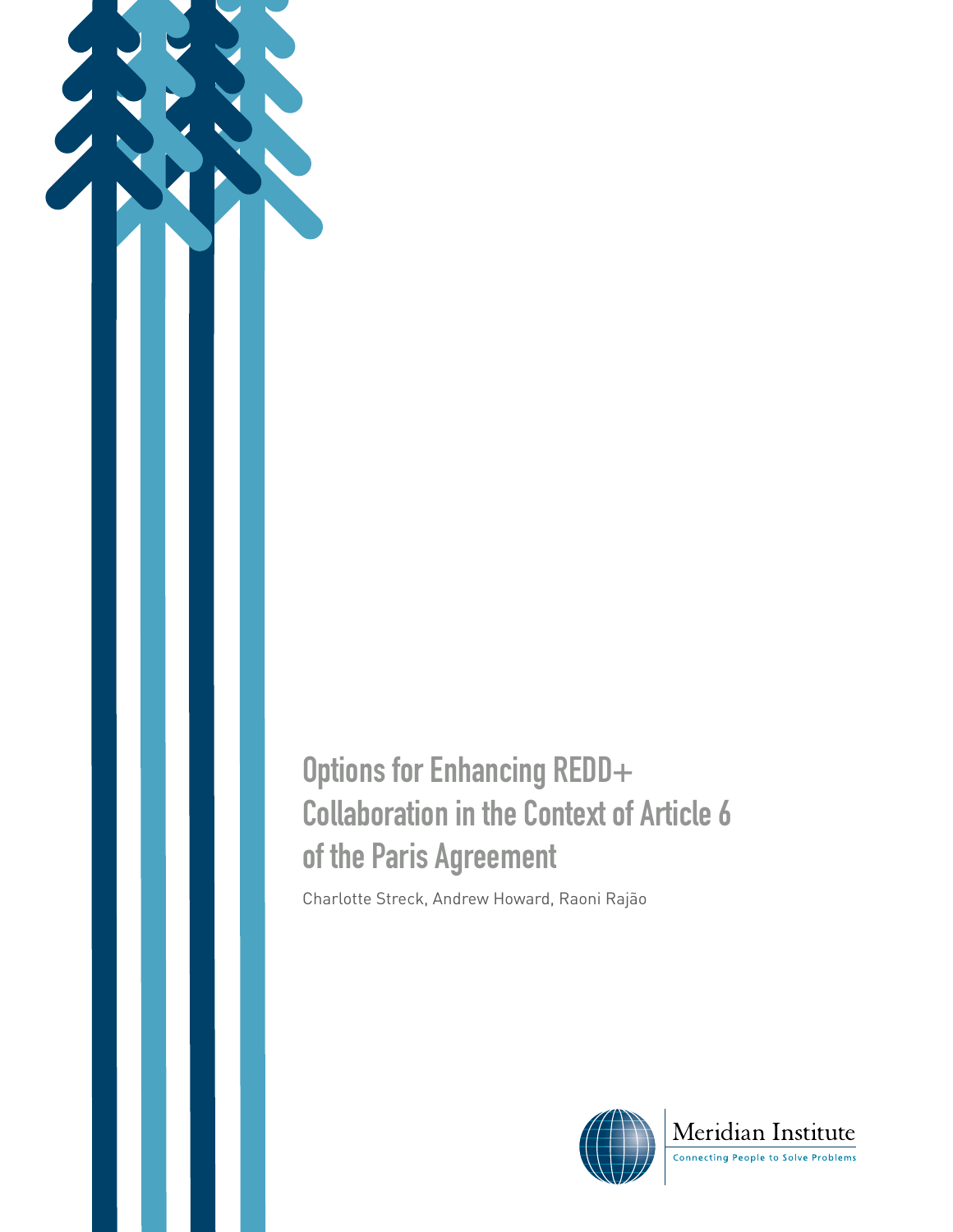# Options for Enhancing REDD+ Collaboration in the Context of Article 6 of the Paris Agreement

Charlotte Streck, Andrew Howard, Raoni Rajão

Meridian Institute

Connecting People to Solve Problems